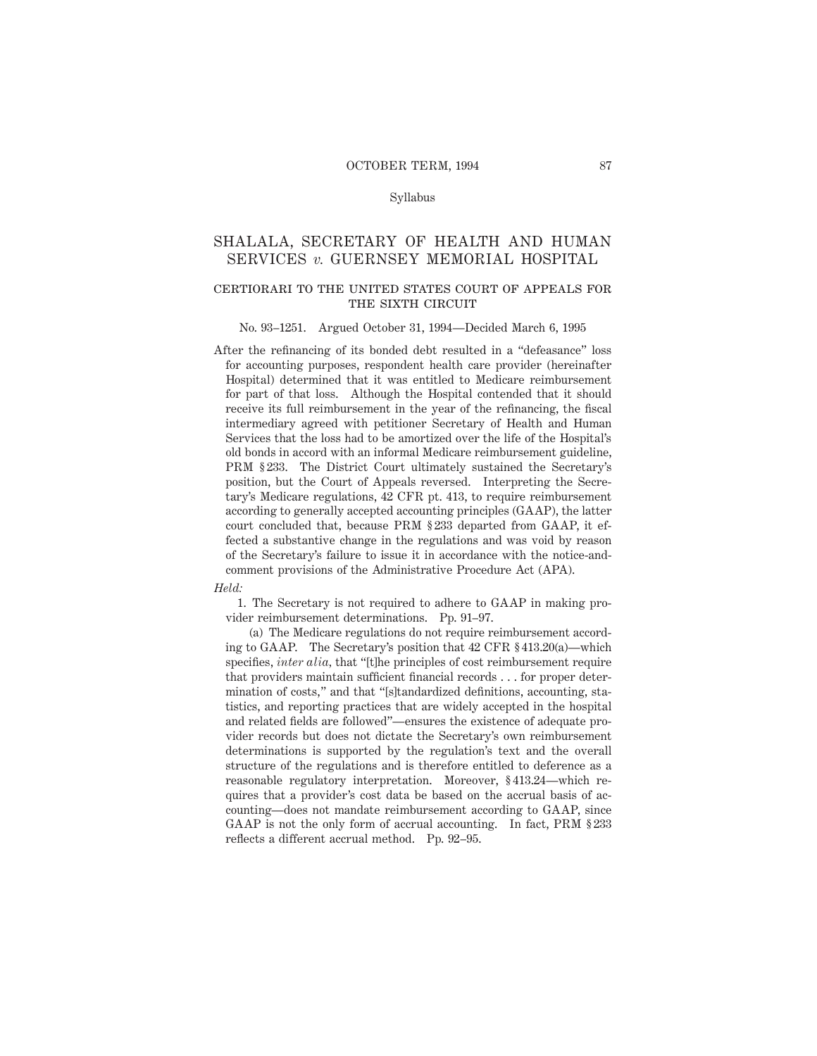Syllabus

# SHALALA, SECRETARY OF HEALTH AND HUMAN SERVICES *v.* GUERNSEY MEMORIAL HOSPITAL

## CERTIORARI TO THE UNITED STATES COURT OF APPEALS FOR THE SIXTH CIRCUIT

No. 93–1251. Argued October 31, 1994—Decided March 6, 1995

After the refinancing of its bonded debt resulted in a "defeasance" loss for accounting purposes, respondent health care provider (hereinafter Hospital) determined that it was entitled to Medicare reimbursement for part of that loss. Although the Hospital contended that it should receive its full reimbursement in the year of the refinancing, the fiscal intermediary agreed with petitioner Secretary of Health and Human Services that the loss had to be amortized over the life of the Hospital's old bonds in accord with an informal Medicare reimbursement guideline, PRM § 233. The District Court ultimately sustained the Secretary's position, but the Court of Appeals reversed. Interpreting the Secretary's Medicare regulations, 42 CFR pt. 413, to require reimbursement according to generally accepted accounting principles (GAAP), the latter court concluded that, because PRM § 233 departed from GAAP, it effected a substantive change in the regulations and was void by reason of the Secretary's failure to issue it in accordance with the notice-and-comment provisions of the Administrative Procedure Act (APA).

*Held:*

1. The Secretary is not required to adhere to GAAP in making provider reimbursement determinations. Pp. 91–97.

(a) The Medicare regulations do not require reimbursement according to GAAP. The Secretary's position that 42 CFR § 413.20(a)—which specifies, *inter alia*, that "[t]he principles of cost reimbursement require that providers maintain sufficient financial records . . . for proper determination of costs," and that "[s]tandardized definitions, accounting, statistics, and reporting practices that are widely accepted in the hospital and related fields are followed"—ensures the existence of adequate provider records but does not dictate the Secretary's own reimbursement determinations is supported by the regulation's text and the overall structure of the regulations and is therefore entitled to deference as a reasonable regulatory interpretation. Moreover, § 413.24—which requires that a provider's cost data be based on the accrual basis of accounting—does not mandate reimbursement according to GAAP, since GAAP is not the only form of accrual accounting. In fact, PRM § 233 reflects a different accrual method. Pp. 92–95.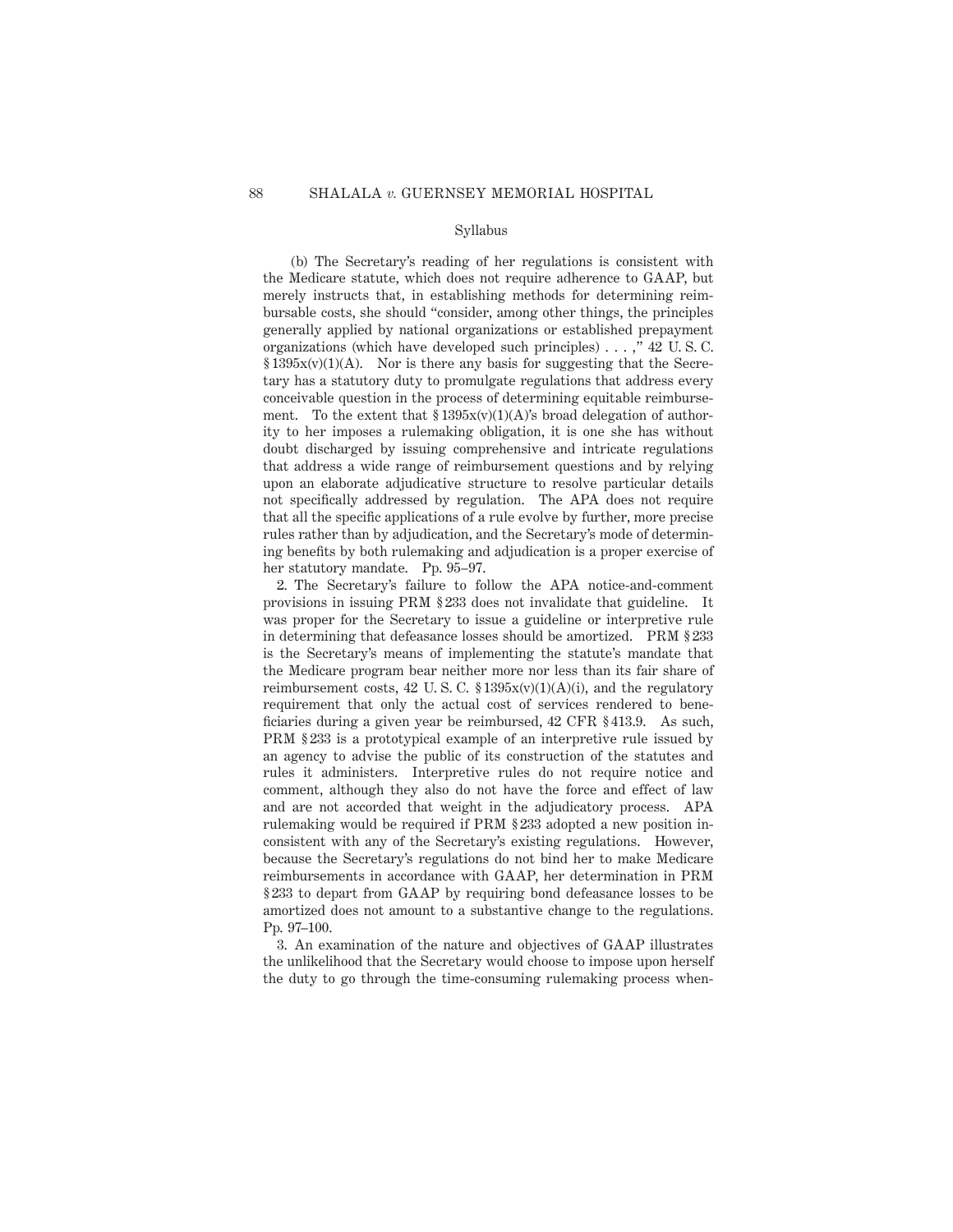Syllabus

(b) The Secretary's reading of her regulations is consistent with the Medicare statute, which does not require adherence to GAAP, but merely instructs that, in establishing methods for determining reimbursable costs, she should "consider, among other things, the principles generally applied by national organizations or established prepayment organizations (which have developed such principles) . . . ," 42 U. S. C. § 1395x(v)(1)(A). Nor is there any basis for suggesting that the Secretary has a statutory duty to promulgate regulations that address every conceivable question in the process of determining equitable reimbursement. To the extent that § 1395x(v)(1)(A)'s broad delegation of authority to her imposes a rulemaking obligation, it is one she has without doubt discharged by issuing comprehensive and intricate regulations that address a wide range of reimbursement questions and by relying upon an elaborate adjudicative structure to resolve particular details not specifically addressed by regulation. The APA does not require that all the specific applications of a rule evolve by further, more precise rules rather than by adjudication, and the Secretary's mode of determining benefits by both rulemaking and adjudication is a proper exercise of her statutory mandate. Pp. 95–97.

2. The Secretary's failure to follow the APA notice-and-comment provisions in issuing PRM § 233 does not invalidate that guideline. It was proper for the Secretary to issue a guideline or interpretive rule in determining that defeasance losses should be amortized. PRM § 233 is the Secretary's means of implementing the statute's mandate that the Medicare program bear neither more nor less than its fair share of reimbursement costs, 42 U. S. C. § 1395x(v)(1)(A)(i), and the regulatory requirement that only the actual cost of services rendered to beneficiaries during a given year be reimbursed, 42 CFR § 413.9. As such, PRM § 233 is a prototypical example of an interpretive rule issued by an agency to advise the public of its construction of the statutes and rules it administers. Interpretive rules do not require notice and comment, although they also do not have the force and effect of law and are not accorded that weight in the adjudicatory process. APA rulemaking would be required if PRM § 233 adopted a new position inconsistent with any of the Secretary's existing regulations. However, because the Secretary's regulations do not bind her to make Medicare reimbursements in accordance with GAAP, her determination in PRM § 233 to depart from GAAP by requiring bond defeasance losses to be amortized does not amount to a substantive change to the regulations. Pp. 97–100.

3. An examination of the nature and objectives of GAAP illustrates the unlikelihood that the Secretary would choose to impose upon herself the duty to go through the time-consuming rulemaking process when-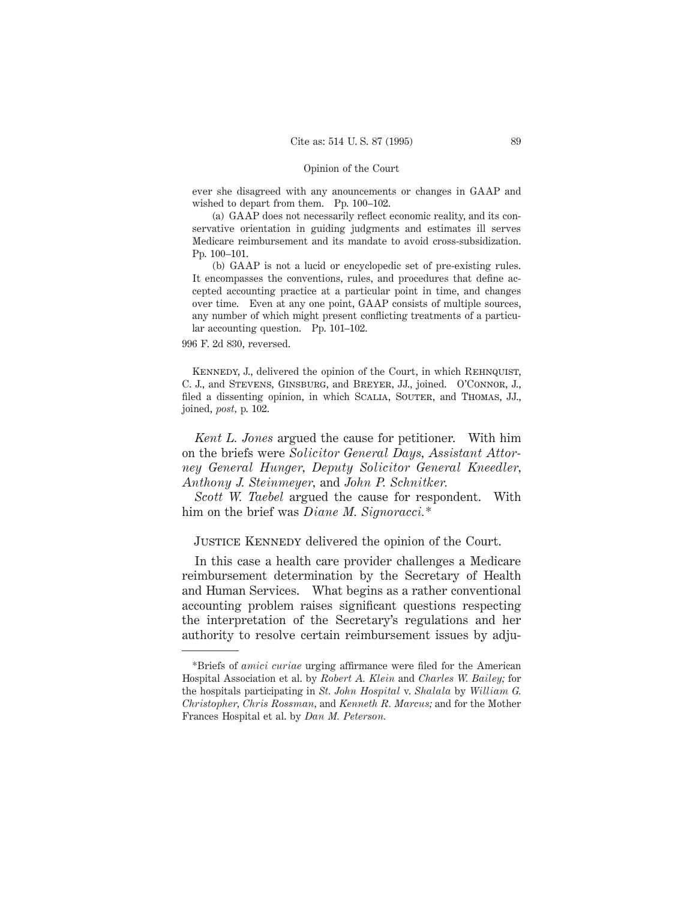ever she disagreed with any anouncements or changes in GAAP and wished to depart from them. Pp. 100–102.

(a) GAAP does not necessarily reflect economic reality, and its conservative orientation in guiding judgments and estimates ill serves Medicare reimbursement and its mandate to avoid cross-subsidization. Pp. 100–101.

(b) GAAP is not a lucid or encyclopedic set of pre-existing rules. It encompasses the conventions, rules, and procedures that define accepted accounting practice at a particular point in time, and changes over time. Even at any one point, GAAP consists of multiple sources, any number of which might present conflicting treatments of a particular accounting question. Pp. 101–102.

996 F. 2d 830, reversed.

Kennedy, J., delivered the opinion of the Court, in which Rehnquist, C. J., and Stevens, Ginsburg, and Breyer, JJ., joined. O'Connor, J., filed a dissenting opinion, in which Scalia, Souter, and Thomas, JJ., joined, *post,* p. 102.

*Kent L. Jones* argued the cause for petitioner. With him on the briefs were *Solicitor General Days, Assistant Attorney General Hunger, Deputy Solicitor General Kneedler, Anthony J. Steinmeyer,* and *John P. Schnitker.*

*Scott W. Taebel* argued the cause for respondent. With him on the brief was *Diane M. Signoracci.*\*

Justice Kennedy delivered the opinion of the Court.

In this case a health care provider challenges a Medicare reimbursement determination by the Secretary of Health and Human Services. What begins as a rather conventional accounting problem raises significant questions respecting the interpretation of the Secretary's regulations and her authority to resolve certain reimbursement issues by adju-

---

\*Briefs of *amici curiae* urging affirmance were filed for the American Hospital Association et al. by *Robert A. Klein* and *Charles W. Bailey;* for the hospitals participating in *St. John Hospital* v. *Shalala* by *William G. Christopher, Chris Rossman,* and *Kenneth R. Marcus;* and for the Mother Frances Hospital et al. by *Dan M. Peterson.*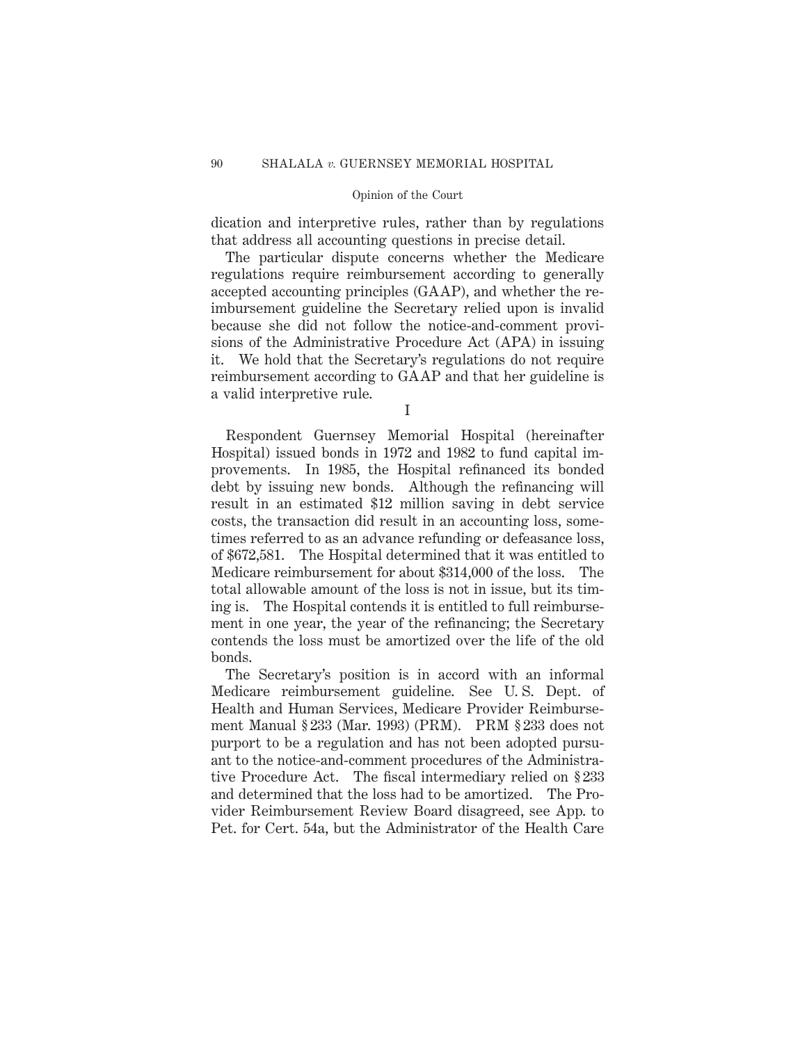dication and interpretive rules, rather than by regulations that address all accounting questions in precise detail.

The particular dispute concerns whether the Medicare regulations require reimbursement according to generally accepted accounting principles (GAAP), and whether the reimbursement guideline the Secretary relied upon is invalid because she did not follow the notice-and-comment provisions of the Administrative Procedure Act (APA) in issuing it. We hold that the Secretary's regulations do not require reimbursement according to GAAP and that her guideline is a valid interpretive rule.

## I

Respondent Guernsey Memorial Hospital (hereinafter Hospital) issued bonds in 1972 and 1982 to fund capital improvements. In 1985, the Hospital refinanced its bonded debt by issuing new bonds. Although the refinancing will result in an estimated $12 million saving in debt service costs, the transaction did result in an accounting loss, sometimes referred to as an advance refunding or defeasance loss, of $672,581. The Hospital determined that it was entitled to Medicare reimbursement for about $314,000 of the loss. The total allowable amount of the loss is not in issue, but its timing is. The Hospital contends it is entitled to full reimbursement in one year, the year of the refinancing; the Secretary contends the loss must be amortized over the life of the old bonds.

The Secretary's position is in accord with an informal Medicare reimbursement guideline. See U. S. Dept. of Health and Human Services, Medicare Provider Reimbursement Manual § 233 (Mar. 1993) (PRM). PRM § 233 does not purport to be a regulation and has not been adopted pursuant to the notice-and-comment procedures of the Administrative Procedure Act. The fiscal intermediary relied on § 233 and determined that the loss had to be amortized. The Provider Reimbursement Review Board disagreed, see App. to Pet. for Cert. 54a, but the Administrator of the Health Care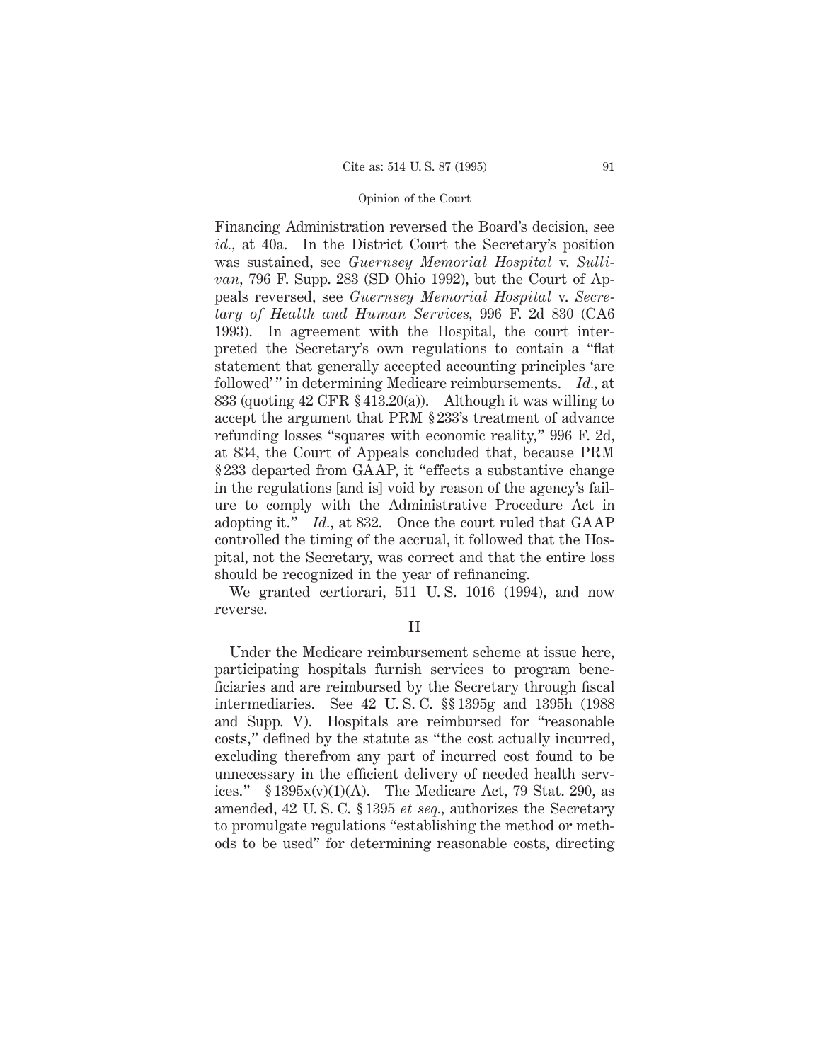Financing Administration reversed the Board's decision, see *id.*, at 40a. In the District Court the Secretary's position was sustained, see *Guernsey Memorial Hospital* v. *Sullivan*, 796 F. Supp. 283 (SD Ohio 1992), but the Court of Appeals reversed, see *Guernsey Memorial Hospital* v. *Secretary of Health and Human Services*, 996 F. 2d 830 (CA6 1993). In agreement with the Hospital, the court interpreted the Secretary's own regulations to contain a "flat statement that generally accepted accounting principles 'are followed' " in determining Medicare reimbursements. *Id.*, at 833 (quoting 42 CFR § 413.20(a)). Although it was willing to accept the argument that PRM § 233's treatment of advance refunding losses "squares with economic reality," 996 F. 2d, at 834, the Court of Appeals concluded that, because PRM § 233 departed from GAAP, it "effects a substantive change in the regulations [and is] void by reason of the agency's failure to comply with the Administrative Procedure Act in adopting it." *Id.*, at 832. Once the court ruled that GAAP controlled the timing of the accrual, it followed that the Hospital, not the Secretary, was correct and that the entire loss should be recognized in the year of refinancing.

We granted certiorari, 511 U. S. 1016 (1994), and now reverse.

## II

Under the Medicare reimbursement scheme at issue here, participating hospitals furnish services to program beneficiaries and are reimbursed by the Secretary through fiscal intermediaries. See 42 U. S. C. §§ 1395g and 1395h (1988 and Supp. V). Hospitals are reimbursed for "reasonable costs," defined by the statute as "the cost actually incurred, excluding therefrom any part of incurred cost found to be unnecessary in the efficient delivery of needed health services." § 1395x(v)(1)(A). The Medicare Act, 79 Stat. 290, as amended, 42 U. S. C. § 1395 *et seq.*, authorizes the Secretary to promulgate regulations "establishing the method or methods to be used" for determining reasonable costs, directing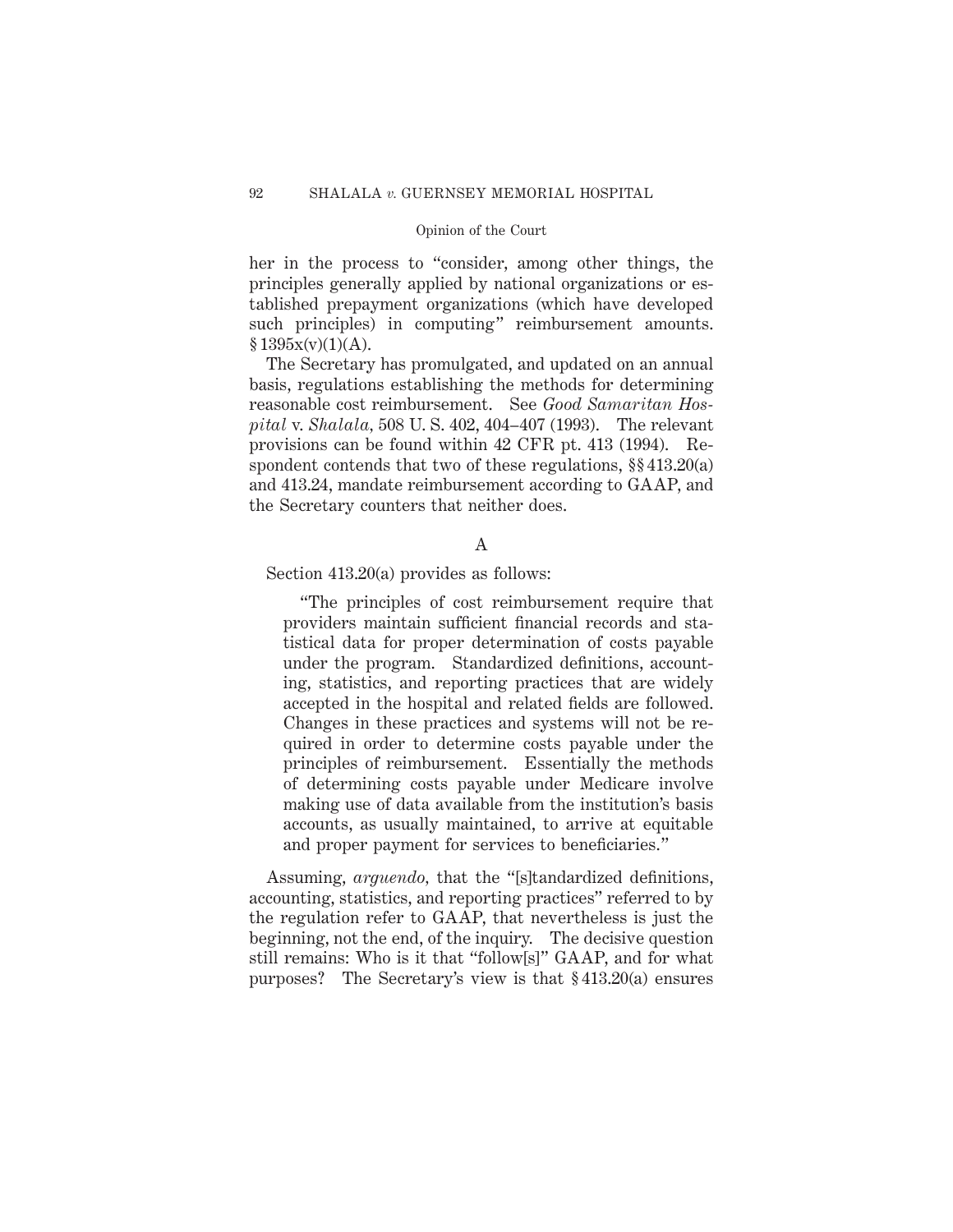her in the process to "consider, among other things, the principles generally applied by national organizations or established prepayment organizations (which have developed such principles) in computing" reimbursement amounts. § 1395x(v)(1)(A).

The Secretary has promulgated, and updated on an annual basis, regulations establishing the methods for determining reasonable cost reimbursement. See *Good Samaritan Hospital* v. *Shalala*, 508 U. S. 402, 404–407 (1993). The relevant provisions can be found within 42 CFR pt. 413 (1994). Respondent contends that two of these regulations, §§ 413.20(a) and 413.24, mandate reimbursement according to GAAP, and the Secretary counters that neither does.

A

Section 413.20(a) provides as follows:

> "The principles of cost reimbursement require that providers maintain sufficient financial records and statistical data for proper determination of costs payable under the program. Standardized definitions, accounting, statistics, and reporting practices that are widely accepted in the hospital and related fields are followed. Changes in these practices and systems will not be required in order to determine costs payable under the principles of reimbursement. Essentially the methods of determining costs payable under Medicare involve making use of data available from the institution's basis accounts, as usually maintained, to arrive at equitable and proper payment for services to beneficiaries."

Assuming, *arguendo*, that the "[s]tandardized definitions, accounting, statistics, and reporting practices" referred to by the regulation refer to GAAP, that nevertheless is just the beginning, not the end, of the inquiry. The decisive question still remains: Who is it that "follow[s]" GAAP, and for what purposes? The Secretary's view is that § 413.20(a) ensures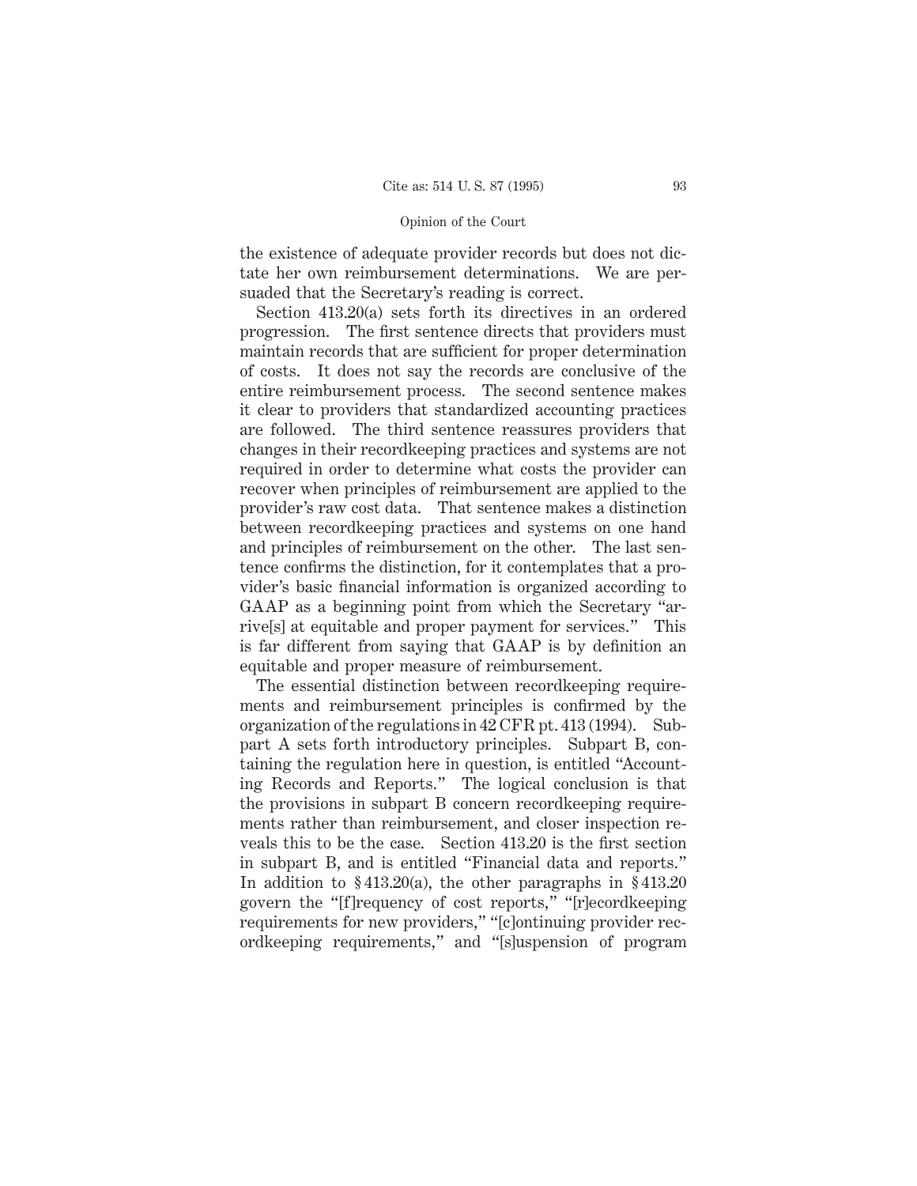the existence of adequate provider records but does not dictate her own reimbursement determinations. We are persuaded that the Secretary's reading is correct.

Section 413.20(a) sets forth its directives in an ordered progression. The first sentence directs that providers must maintain records that are sufficient for proper determination of costs. It does not say the records are conclusive of the entire reimbursement process. The second sentence makes it clear to providers that standardized accounting practices are followed. The third sentence reassures providers that changes in their recordkeeping practices and systems are not required in order to determine what costs the provider can recover when principles of reimbursement are applied to the provider's raw cost data. That sentence makes a distinction between recordkeeping practices and systems on one hand and principles of reimbursement on the other. The last sentence confirms the distinction, for it contemplates that a provider's basic financial information is organized according to GAAP as a beginning point from which the Secretary "arrive[s] at equitable and proper payment for services." This is far different from saying that GAAP is by definition an equitable and proper measure of reimbursement.

The essential distinction between recordkeeping requirements and reimbursement principles is confirmed by the organization of the regulations in 42 CFR pt. 413 (1994). Subpart A sets forth introductory principles. Subpart B, containing the regulation here in question, is entitled "Accounting Records and Reports." The logical conclusion is that the provisions in subpart B concern recordkeeping requirements rather than reimbursement, and closer inspection reveals this to be the case. Section 413.20 is the first section in subpart B, and is entitled "Financial data and reports." In addition to § 413.20(a), the other paragraphs in § 413.20 govern the "[f]requency of cost reports," "[r]ecordkeeping requirements for new providers," "[c]ontinuing provider recordkeeping requirements," and "[s]uspension of program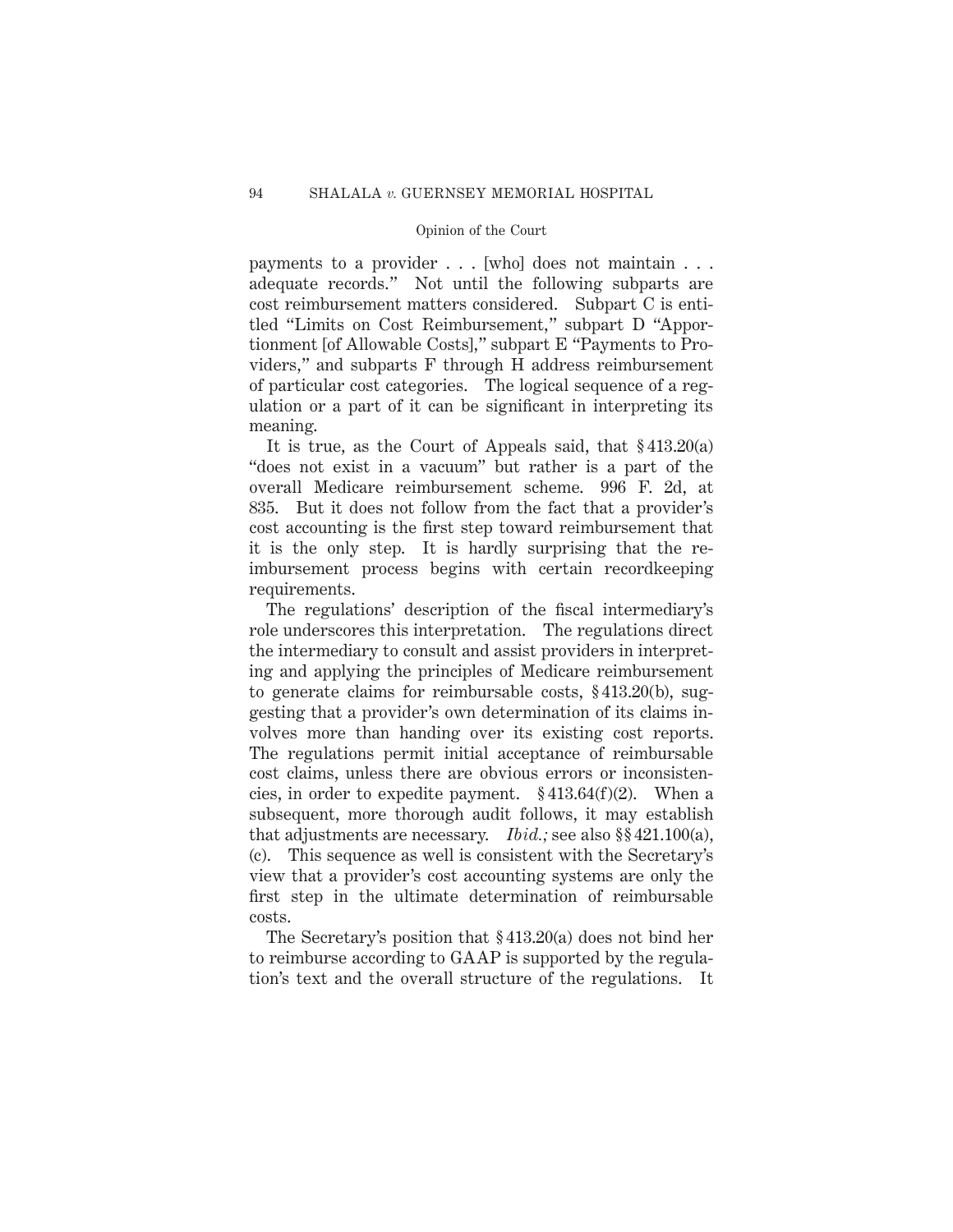payments to a provider . . . [who] does not maintain . . . adequate records." Not until the following subparts are cost reimbursement matters considered. Subpart C is entitled "Limits on Cost Reimbursement," subpart D "Apportionment [of Allowable Costs]," subpart E "Payments to Providers," and subparts F through H address reimbursement of particular cost categories. The logical sequence of a regulation or a part of it can be significant in interpreting its meaning.

It is true, as the Court of Appeals said, that § 413.20(a) "does not exist in a vacuum" but rather is a part of the overall Medicare reimbursement scheme. 996 F. 2d, at 835. But it does not follow from the fact that a provider's cost accounting is the first step toward reimbursement that it is the only step. It is hardly surprising that the reimbursement process begins with certain recordkeeping requirements.

The regulations' description of the fiscal intermediary's role underscores this interpretation. The regulations direct the intermediary to consult and assist providers in interpreting and applying the principles of Medicare reimbursement to generate claims for reimbursable costs, § 413.20(b), suggesting that a provider's own determination of its claims involves more than handing over its existing cost reports. The regulations permit initial acceptance of reimbursable cost claims, unless there are obvious errors or inconsistencies, in order to expedite payment. § 413.64(f)(2). When a subsequent, more thorough audit follows, it may establish that adjustments are necessary. *Ibid.;* see also §§ 421.100(a), (c). This sequence as well is consistent with the Secretary's view that a provider's cost accounting systems are only the first step in the ultimate determination of reimbursable costs.

The Secretary's position that § 413.20(a) does not bind her to reimburse according to GAAP is supported by the regulation's text and the overall structure of the regulations. It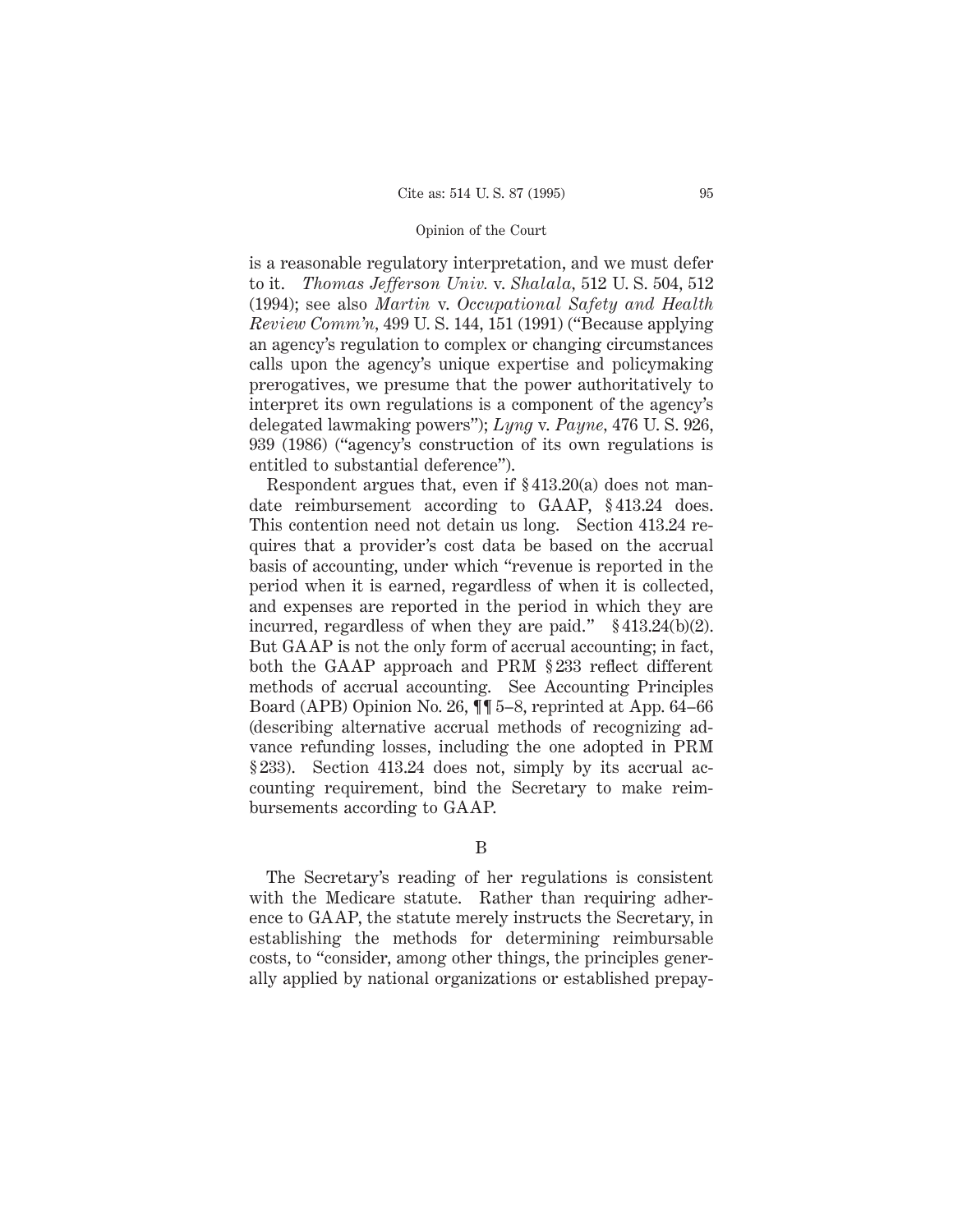is a reasonable regulatory interpretation, and we must defer to it. *Thomas Jefferson Univ.* v. *Shalala*, 512 U. S. 504, 512 (1994); see also *Martin* v. *Occupational Safety and Health Review Comm'n*, 499 U. S. 144, 151 (1991) ("Because applying an agency's regulation to complex or changing circumstances calls upon the agency's unique expertise and policymaking prerogatives, we presume that the power authoritatively to interpret its own regulations is a component of the agency's delegated lawmaking powers"); *Lyng* v. *Payne*, 476 U. S. 926, 939 (1986) ("agency's construction of its own regulations is entitled to substantial deference").

Respondent argues that, even if § 413.20(a) does not mandate reimbursement according to GAAP, § 413.24 does. This contention need not detain us long. Section 413.24 requires that a provider's cost data be based on the accrual basis of accounting, under which "revenue is reported in the period when it is earned, regardless of when it is collected, and expenses are reported in the period in which they are incurred, regardless of when they are paid." § 413.24(b)(2). But GAAP is not the only form of accrual accounting; in fact, both the GAAP approach and PRM § 233 reflect different methods of accrual accounting. See Accounting Principles Board (APB) Opinion No. 26, ¶¶ 5–8, reprinted at App. 64–66 (describing alternative accrual methods of recognizing advance refunding losses, including the one adopted in PRM § 233). Section 413.24 does not, simply by its accrual accounting requirement, bind the Secretary to make reimbursements according to GAAP.

B

The Secretary's reading of her regulations is consistent with the Medicare statute. Rather than requiring adherence to GAAP, the statute merely instructs the Secretary, in establishing the methods for determining reimbursable costs, to "consider, among other things, the principles generally applied by national organizations or established prepay-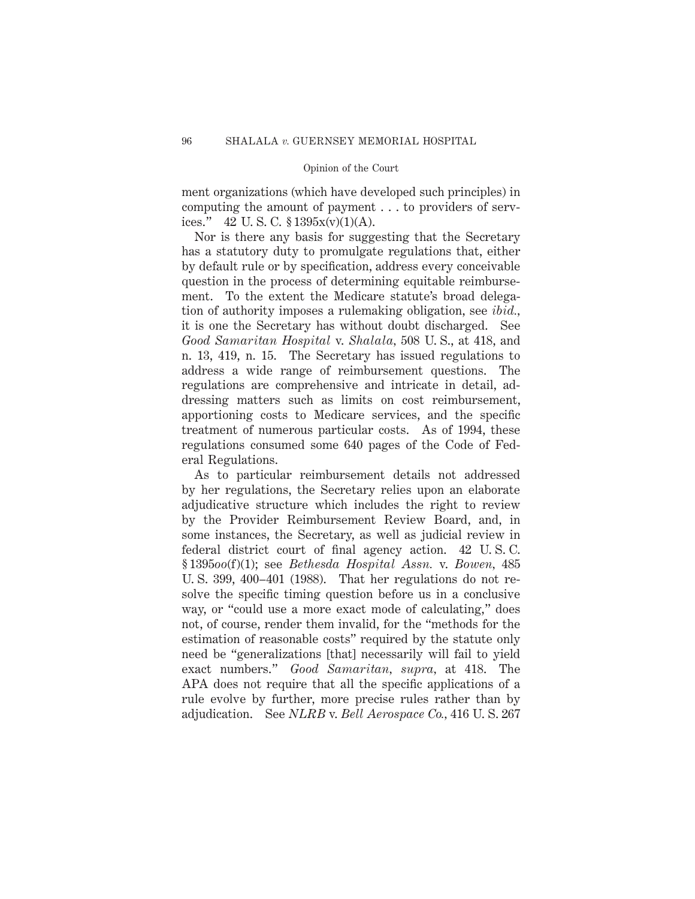ment organizations (which have developed such principles) in computing the amount of payment . . . to providers of services." 42 U. S. C. § 1395x(v)(1)(A).

Nor is there any basis for suggesting that the Secretary has a statutory duty to promulgate regulations that, either by default rule or by specification, address every conceivable question in the process of determining equitable reimbursement. To the extent the Medicare statute's broad delegation of authority imposes a rulemaking obligation, see *ibid.*, it is one the Secretary has without doubt discharged. See *Good Samaritan Hospital* v. *Shalala*, 508 U. S., at 418, and n. 13, 419, n. 15. The Secretary has issued regulations to address a wide range of reimbursement questions. The regulations are comprehensive and intricate in detail, addressing matters such as limits on cost reimbursement, apportioning costs to Medicare services, and the specific treatment of numerous particular costs. As of 1994, these regulations consumed some 640 pages of the Code of Federal Regulations.

As to particular reimbursement details not addressed by her regulations, the Secretary relies upon an elaborate adjudicative structure which includes the right to review by the Provider Reimbursement Review Board, and, in some instances, the Secretary, as well as judicial review in federal district court of final agency action. 42 U. S. C. § 1395*oo*(f)(1); see *Bethesda Hospital Assn.* v. *Bowen*, 485 U. S. 399, 400–401 (1988). That her regulations do not resolve the specific timing question before us in a conclusive way, or "could use a more exact mode of calculating," does not, of course, render them invalid, for the "methods for the estimation of reasonable costs" required by the statute only need be "generalizations [that] necessarily will fail to yield exact numbers." *Good Samaritan*, *supra*, at 418. The APA does not require that all the specific applications of a rule evolve by further, more precise rules rather than by adjudication. See *NLRB* v. *Bell Aerospace Co.*, 416 U. S. 267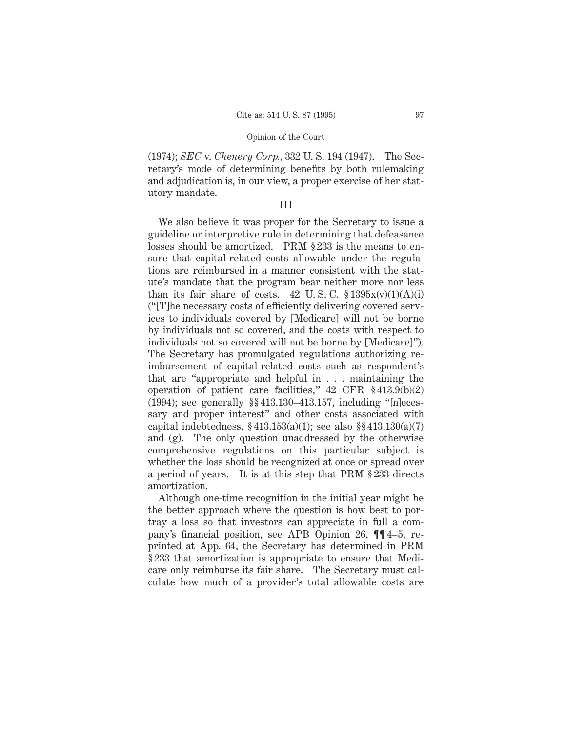(1974); *SEC* v. *Chenery Corp.*, 332 U. S. 194 (1947). The Secretary's mode of determining benefits by both rulemaking and adjudication is, in our view, a proper exercise of her statutory mandate.

## III

We also believe it was proper for the Secretary to issue a guideline or interpretive rule in determining that defeasance losses should be amortized. PRM § 233 is the means to ensure that capital-related costs allowable under the regulations are reimbursed in a manner consistent with the statute's mandate that the program bear neither more nor less than its fair share of costs. 42 U. S. C. § 1395x(v)(1)(A)(i) ("[T]he necessary costs of efficiently delivering covered services to individuals covered by [Medicare] will not be borne by individuals not so covered, and the costs with respect to individuals not so covered will not be borne by [Medicare]"). The Secretary has promulgated regulations authorizing reimbursement of capital-related costs such as respondent's that are "appropriate and helpful in . . . maintaining the operation of patient care facilities," 42 CFR § 413.9(b)(2) (1994); see generally §§ 413.130–413.157, including "[n]ecessary and proper interest" and other costs associated with capital indebtedness, § 413.153(a)(1); see also §§ 413.130(a)(7) and (g). The only question unaddressed by the otherwise comprehensive regulations on this particular subject is whether the loss should be recognized at once or spread over a period of years. It is at this step that PRM § 233 directs amortization.

Although one-time recognition in the initial year might be the better approach where the question is how best to portray a loss so that investors can appreciate in full a company's financial position, see APB Opinion 26, ¶¶ 4–5, reprinted at App. 64, the Secretary has determined in PRM § 233 that amortization is appropriate to ensure that Medicare only reimburse its fair share. The Secretary must calculate how much of a provider's total allowable costs are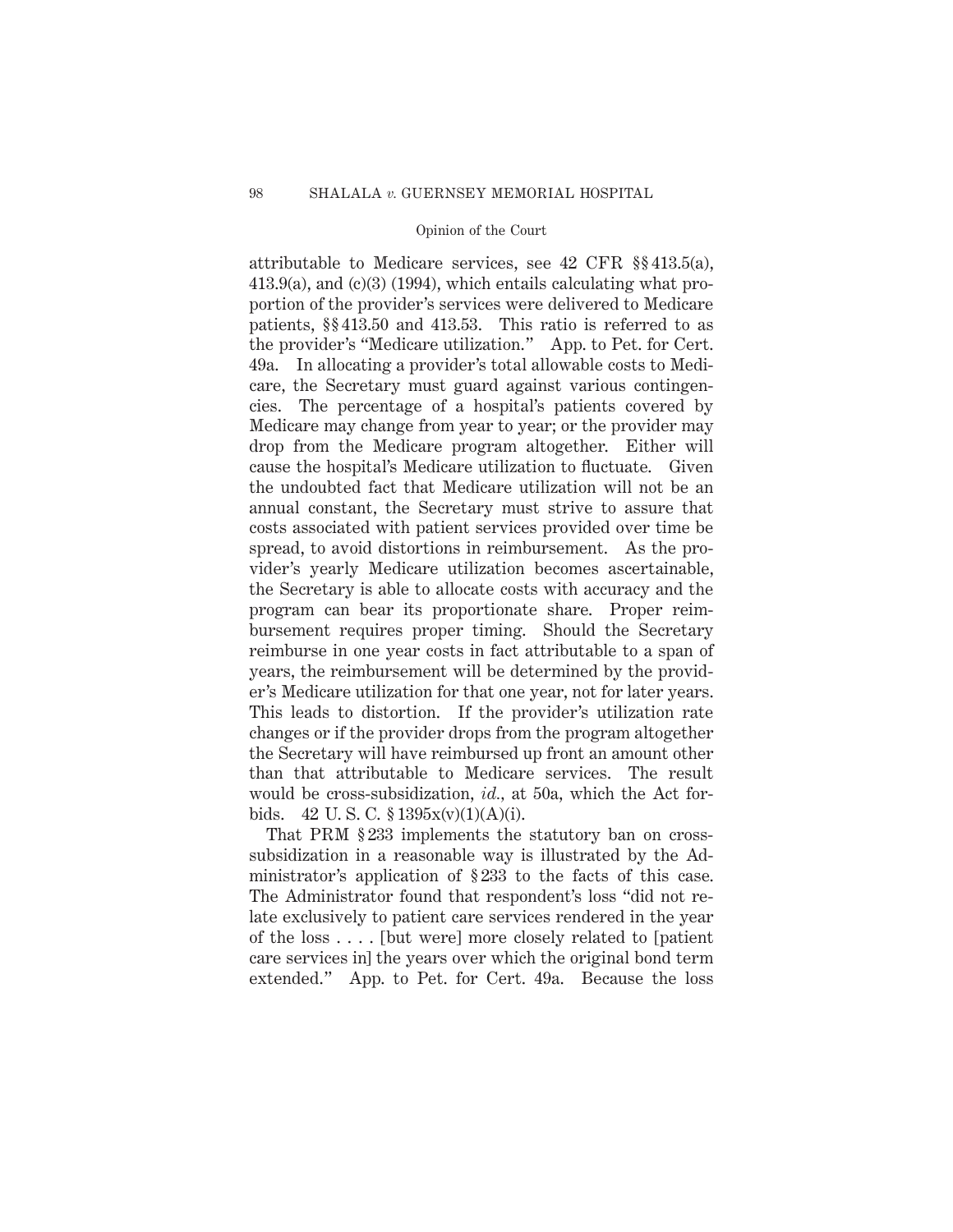attributable to Medicare services, see 42 CFR §§ 413.5(a), 413.9(a), and (c)(3) (1994), which entails calculating what proportion of the provider's services were delivered to Medicare patients, §§ 413.50 and 413.53. This ratio is referred to as the provider's "Medicare utilization." App. to Pet. for Cert. 49a. In allocating a provider's total allowable costs to Medicare, the Secretary must guard against various contingencies. The percentage of a hospital's patients covered by Medicare may change from year to year; or the provider may drop from the Medicare program altogether. Either will cause the hospital's Medicare utilization to fluctuate. Given the undoubted fact that Medicare utilization will not be an annual constant, the Secretary must strive to assure that costs associated with patient services provided over time be spread, to avoid distortions in reimbursement. As the provider's yearly Medicare utilization becomes ascertainable, the Secretary is able to allocate costs with accuracy and the program can bear its proportionate share. Proper reimbursement requires proper timing. Should the Secretary reimburse in one year costs in fact attributable to a span of years, the reimbursement will be determined by the provider's Medicare utilization for that one year, not for later years. This leads to distortion. If the provider's utilization rate changes or if the provider drops from the program altogether the Secretary will have reimbursed up front an amount other than that attributable to Medicare services. The result would be cross-subsidization, *id.*, at 50a, which the Act forbids. 42 U. S. C. § 1395x(v)(1)(A)(i).

That PRM § 233 implements the statutory ban on cross-subsidization in a reasonable way is illustrated by the Administrator's application of § 233 to the facts of this case. The Administrator found that respondent's loss "did not relate exclusively to patient care services rendered in the year of the loss . . . . [but were] more closely related to [patient care services in] the years over which the original bond term extended." App. to Pet. for Cert. 49a. Because the loss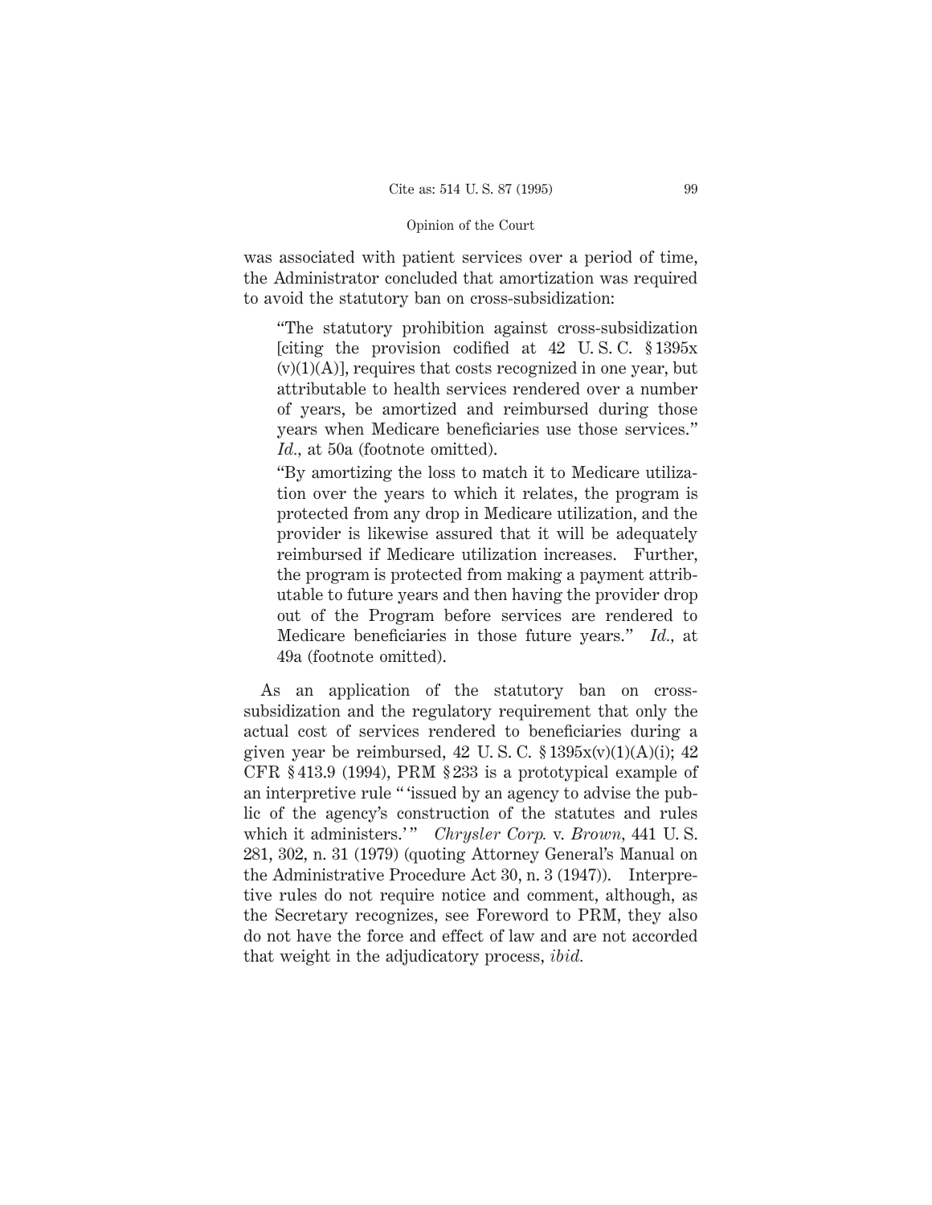was associated with patient services over a period of time, the Administrator concluded that amortization was required to avoid the statutory ban on cross-subsidization:

> "The statutory prohibition against cross-subsidization [citing the provision codified at 42 U. S. C. § 1395x (v)(1)(A)], requires that costs recognized in one year, but attributable to health services rendered over a number of years, be amortized and reimbursed during those years when Medicare beneficiaries use those services." *Id.*, at 50a (footnote omitted).
>
> "By amortizing the loss to match it to Medicare utilization over the years to which it relates, the program is protected from any drop in Medicare utilization, and the provider is likewise assured that it will be adequately reimbursed if Medicare utilization increases. Further, the program is protected from making a payment attributable to future years and then having the provider drop out of the Program before services are rendered to Medicare beneficiaries in those future years." *Id.*, at 49a (footnote omitted).

As an application of the statutory ban on cross-subsidization and the regulatory requirement that only the actual cost of services rendered to beneficiaries during a given year be reimbursed, 42 U. S. C. § 1395x(v)(1)(A)(i); 42 CFR § 413.9 (1994), PRM § 233 is a prototypical example of an interpretive rule " 'issued by an agency to advise the public of the agency's construction of the statutes and rules which it administers.' " *Chrysler Corp.* v. *Brown*, 441 U. S. 281, 302, n. 31 (1979) (quoting Attorney General's Manual on the Administrative Procedure Act 30, n. 3 (1947)). Interpretive rules do not require notice and comment, although, as the Secretary recognizes, see Foreword to PRM, they also do not have the force and effect of law and are not accorded that weight in the adjudicatory process, *ibid.*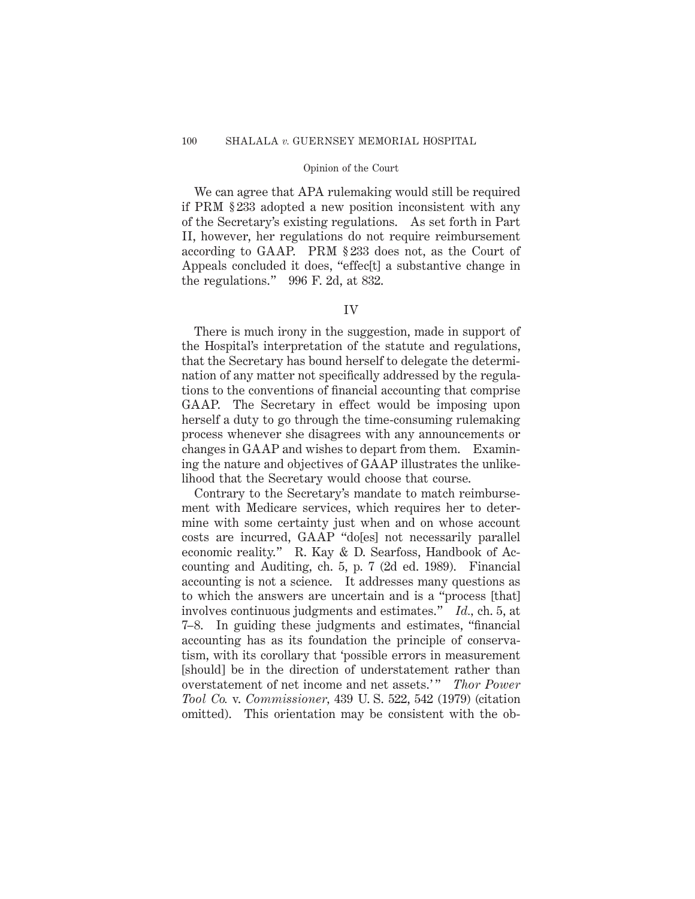We can agree that APA rulemaking would still be required if PRM § 233 adopted a new position inconsistent with any of the Secretary's existing regulations. As set forth in Part II, however, her regulations do not require reimbursement according to GAAP. PRM § 233 does not, as the Court of Appeals concluded it does, "effec[t] a substantive change in the regulations." 996 F. 2d, at 832.

## IV

There is much irony in the suggestion, made in support of the Hospital's interpretation of the statute and regulations, that the Secretary has bound herself to delegate the determination of any matter not specifically addressed by the regulations to the conventions of financial accounting that comprise GAAP. The Secretary in effect would be imposing upon herself a duty to go through the time-consuming rulemaking process whenever she disagrees with any announcements or changes in GAAP and wishes to depart from them. Examining the nature and objectives of GAAP illustrates the unlikelihood that the Secretary would choose that course.

Contrary to the Secretary's mandate to match reimbursement with Medicare services, which requires her to determine with some certainty just when and on whose account costs are incurred, GAAP "do[es] not necessarily parallel economic reality." R. Kay & D. Searfoss, Handbook of Accounting and Auditing, ch. 5, p. 7 (2d ed. 1989). Financial accounting is not a science. It addresses many questions as to which the answers are uncertain and is a "process [that] involves continuous judgments and estimates." *Id.*, ch. 5, at 7–8. In guiding these judgments and estimates, "financial accounting has as its foundation the principle of conservatism, with its corollary that 'possible errors in measurement [should] be in the direction of understatement rather than overstatement of net income and net assets.'" *Thor Power Tool Co.* v. *Commissioner*, 439 U. S. 522, 542 (1979) (citation omitted). This orientation may be consistent with the ob-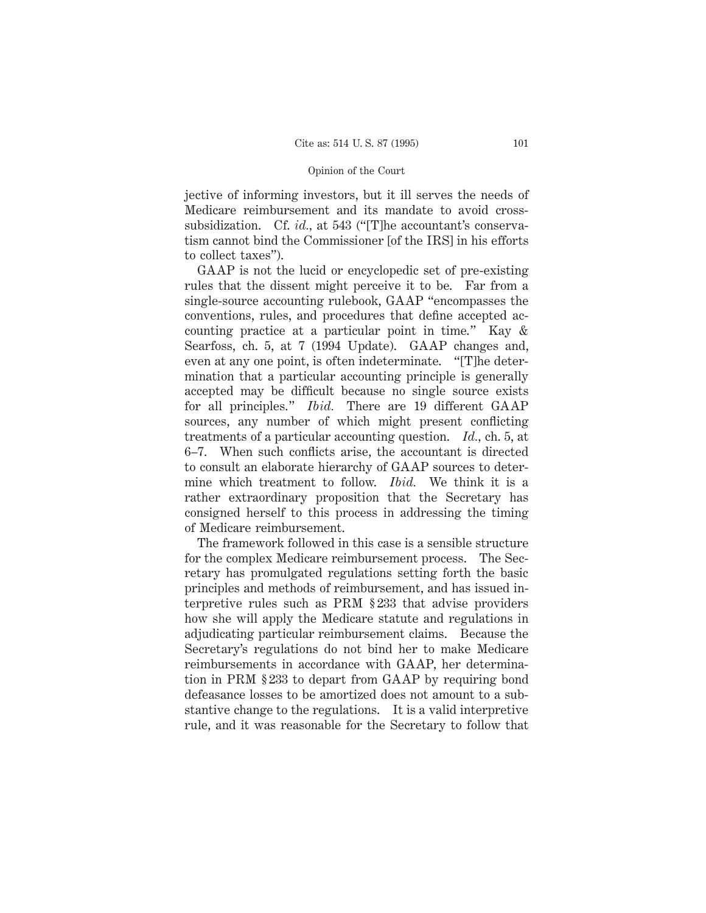jective of informing investors, but it ill serves the needs of Medicare reimbursement and its mandate to avoid cross-subsidization. Cf. *id.*, at 543 ("[T]he accountant's conservatism cannot bind the Commissioner [of the IRS] in his efforts to collect taxes").

GAAP is not the lucid or encyclopedic set of pre-existing rules that the dissent might perceive it to be. Far from a single-source accounting rulebook, GAAP "encompasses the conventions, rules, and procedures that define accepted accounting practice at a particular point in time." Kay & Searfoss, ch. 5, at 7 (1994 Update). GAAP changes and, even at any one point, is often indeterminate. "[T]he determination that a particular accounting principle is generally accepted may be difficult because no single source exists for all principles." *Ibid.* There are 19 different GAAP sources, any number of which might present conflicting treatments of a particular accounting question. *Id.*, ch. 5, at 6–7. When such conflicts arise, the accountant is directed to consult an elaborate hierarchy of GAAP sources to determine which treatment to follow. *Ibid.* We think it is a rather extraordinary proposition that the Secretary has consigned herself to this process in addressing the timing of Medicare reimbursement.

The framework followed in this case is a sensible structure for the complex Medicare reimbursement process. The Secretary has promulgated regulations setting forth the basic principles and methods of reimbursement, and has issued interpretive rules such as PRM § 233 that advise providers how she will apply the Medicare statute and regulations in adjudicating particular reimbursement claims. Because the Secretary's regulations do not bind her to make Medicare reimbursements in accordance with GAAP, her determination in PRM § 233 to depart from GAAP by requiring bond defeasance losses to be amortized does not amount to a substantive change to the regulations. It is a valid interpretive rule, and it was reasonable for the Secretary to follow that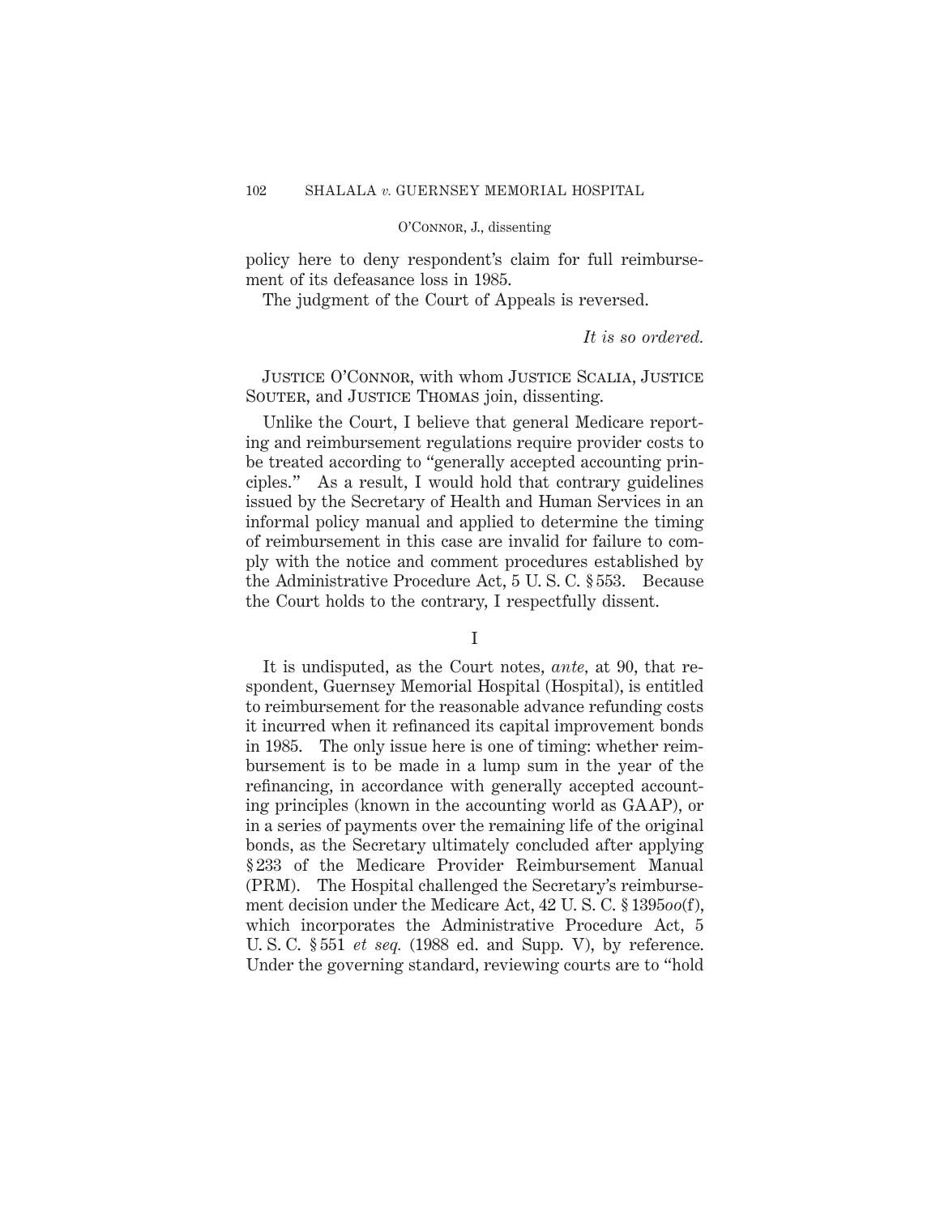policy here to deny respondent's claim for full reimbursement of its defeasance loss in 1985.

The judgment of the Court of Appeals is reversed.

*It is so ordered.*

JUSTICE O'CONNOR, with whom JUSTICE SCALIA, JUSTICE SOUTER, and JUSTICE THOMAS join, dissenting.

Unlike the Court, I believe that general Medicare reporting and reimbursement regulations require provider costs to be treated according to "generally accepted accounting principles." As a result, I would hold that contrary guidelines issued by the Secretary of Health and Human Services in an informal policy manual and applied to determine the timing of reimbursement in this case are invalid for failure to comply with the notice and comment procedures established by the Administrative Procedure Act, 5 U. S. C. § 553. Because the Court holds to the contrary, I respectfully dissent.

I

It is undisputed, as the Court notes, *ante,* at 90, that respondent, Guernsey Memorial Hospital (Hospital), is entitled to reimbursement for the reasonable advance refunding costs it incurred when it refinanced its capital improvement bonds in 1985. The only issue here is one of timing: whether reimbursement is to be made in a lump sum in the year of the refinancing, in accordance with generally accepted accounting principles (known in the accounting world as GAAP), or in a series of payments over the remaining life of the original bonds, as the Secretary ultimately concluded after applying § 233 of the Medicare Provider Reimbursement Manual (PRM). The Hospital challenged the Secretary's reimbursement decision under the Medicare Act, 42 U. S. C. § 1395*oo*(f), which incorporates the Administrative Procedure Act, 5 U. S. C. § 551 *et seq.* (1988 ed. and Supp. V), by reference. Under the governing standard, reviewing courts are to "hold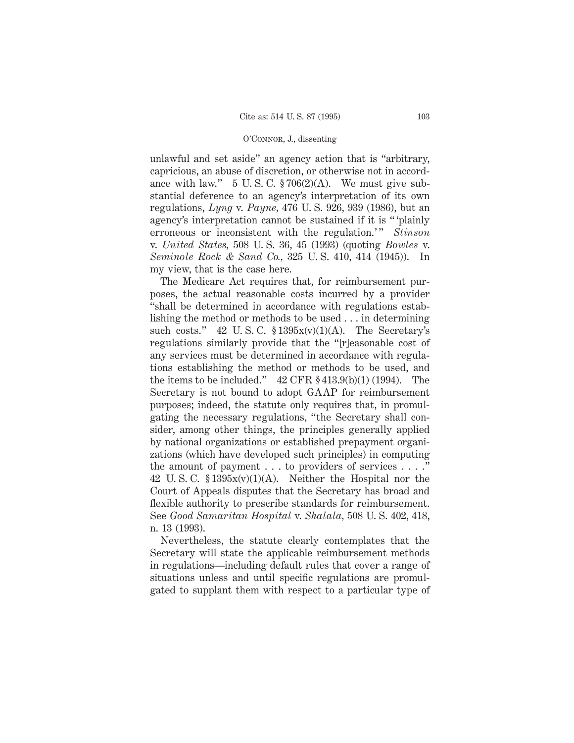unlawful and set aside" an agency action that is "arbitrary, capricious, an abuse of discretion, or otherwise not in accordance with law." 5 U. S. C. § 706(2)(A). We must give substantial deference to an agency's interpretation of its own regulations, *Lyng* v. *Payne,* 476 U. S. 926, 939 (1986), but an agency's interpretation cannot be sustained if it is " 'plainly erroneous or inconsistent with the regulation.' " *Stinson* v. *United States,* 508 U. S. 36, 45 (1993) (quoting *Bowles* v. *Seminole Rock & Sand Co.,* 325 U. S. 410, 414 (1945)). In my view, that is the case here.

The Medicare Act requires that, for reimbursement purposes, the actual reasonable costs incurred by a provider "shall be determined in accordance with regulations establishing the method or methods to be used . . . in determining such costs." 42 U. S. C. § 1395x(v)(1)(A). The Secretary's regulations similarly provide that the "[r]easonable cost of any services must be determined in accordance with regulations establishing the method or methods to be used, and the items to be included." 42 CFR § 413.9(b)(1) (1994). The Secretary is not bound to adopt GAAP for reimbursement purposes; indeed, the statute only requires that, in promulgating the necessary regulations, "the Secretary shall consider, among other things, the principles generally applied by national organizations or established prepayment organizations (which have developed such principles) in computing the amount of payment . . . to providers of services . . . ." 42 U. S. C. § 1395x(v)(1)(A). Neither the Hospital nor the Court of Appeals disputes that the Secretary has broad and flexible authority to prescribe standards for reimbursement. See *Good Samaritan Hospital* v. *Shalala,* 508 U. S. 402, 418, n. 13 (1993).

Nevertheless, the statute clearly contemplates that the Secretary will state the applicable reimbursement methods in regulations—including default rules that cover a range of situations unless and until specific regulations are promulgated to supplant them with respect to a particular type of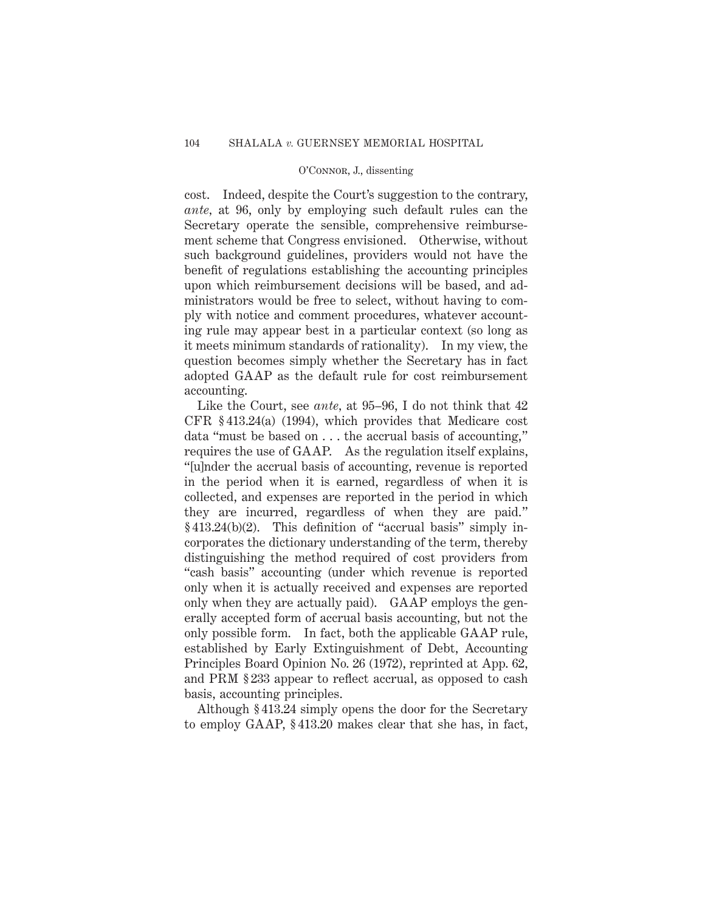cost. Indeed, despite the Court's suggestion to the contrary, *ante,* at 96, only by employing such default rules can the Secretary operate the sensible, comprehensive reimbursement scheme that Congress envisioned. Otherwise, without such background guidelines, providers would not have the benefit of regulations establishing the accounting principles upon which reimbursement decisions will be based, and administrators would be free to select, without having to comply with notice and comment procedures, whatever accounting rule may appear best in a particular context (so long as it meets minimum standards of rationality). In my view, the question becomes simply whether the Secretary has in fact adopted GAAP as the default rule for cost reimbursement accounting.

Like the Court, see *ante,* at 95–96, I do not think that 42 CFR § 413.24(a) (1994), which provides that Medicare cost data "must be based on . . . the accrual basis of accounting," requires the use of GAAP. As the regulation itself explains, "[u]nder the accrual basis of accounting, revenue is reported in the period when it is earned, regardless of when it is collected, and expenses are reported in the period in which they are incurred, regardless of when they are paid." § 413.24(b)(2). This definition of "accrual basis" simply incorporates the dictionary understanding of the term, thereby distinguishing the method required of cost providers from "cash basis" accounting (under which revenue is reported only when it is actually received and expenses are reported only when they are actually paid). GAAP employs the generally accepted form of accrual basis accounting, but not the only possible form. In fact, both the applicable GAAP rule, established by Early Extinguishment of Debt, Accounting Principles Board Opinion No. 26 (1972), reprinted at App. 62, and PRM § 233 appear to reflect accrual, as opposed to cash basis, accounting principles.

Although § 413.24 simply opens the door for the Secretary to employ GAAP, § 413.20 makes clear that she has, in fact,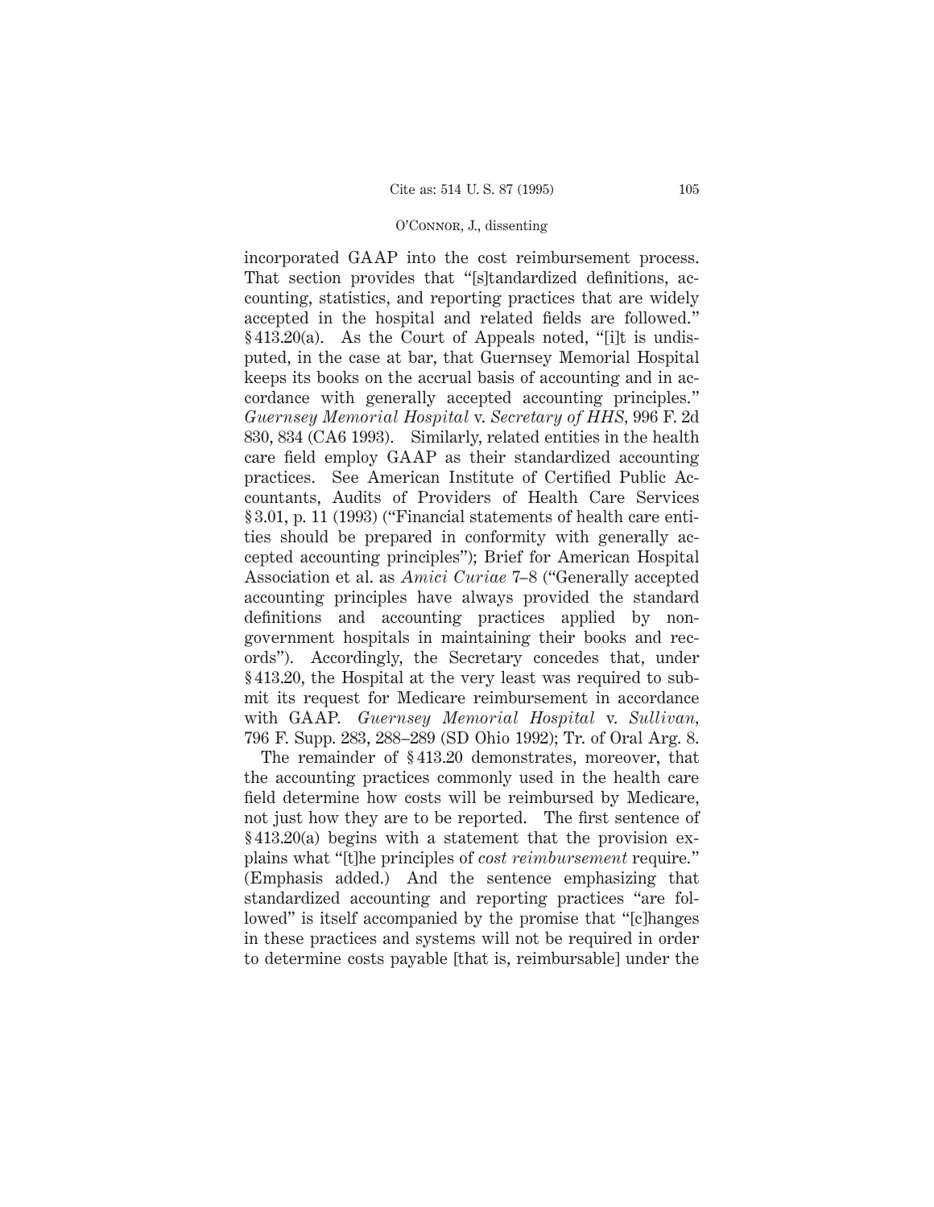incorporated GAAP into the cost reimbursement process. That section provides that "[s]tandardized definitions, accounting, statistics, and reporting practices that are widely accepted in the hospital and related fields are followed." § 413.20(a). As the Court of Appeals noted, "[i]t is undisputed, in the case at bar, that Guernsey Memorial Hospital keeps its books on the accrual basis of accounting and in accordance with generally accepted accounting principles." *Guernsey Memorial Hospital* v. *Secretary of HHS*, 996 F. 2d 830, 834 (CA6 1993). Similarly, related entities in the health care field employ GAAP as their standardized accounting practices. See American Institute of Certified Public Accountants, Audits of Providers of Health Care Services § 3.01, p. 11 (1993) ("Financial statements of health care entities should be prepared in conformity with generally accepted accounting principles"); Brief for American Hospital Association et al. as *Amici Curiae* 7–8 ("Generally accepted accounting principles have always provided the standard definitions and accounting practices applied by nongovernment hospitals in maintaining their books and records"). Accordingly, the Secretary concedes that, under § 413.20, the Hospital at the very least was required to submit its request for Medicare reimbursement in accordance with GAAP. *Guernsey Memorial Hospital* v. *Sullivan*, 796 F. Supp. 283, 288–289 (SD Ohio 1992); Tr. of Oral Arg. 8.

The remainder of § 413.20 demonstrates, moreover, that the accounting practices commonly used in the health care field determine how costs will be reimbursed by Medicare, not just how they are to be reported. The first sentence of § 413.20(a) begins with a statement that the provision explains what "[t]he principles of *cost reimbursement* require." (Emphasis added.) And the sentence emphasizing that standardized accounting and reporting practices "are followed" is itself accompanied by the promise that "[c]hanges in these practices and systems will not be required in order to determine costs payable [that is, reimbursable] under the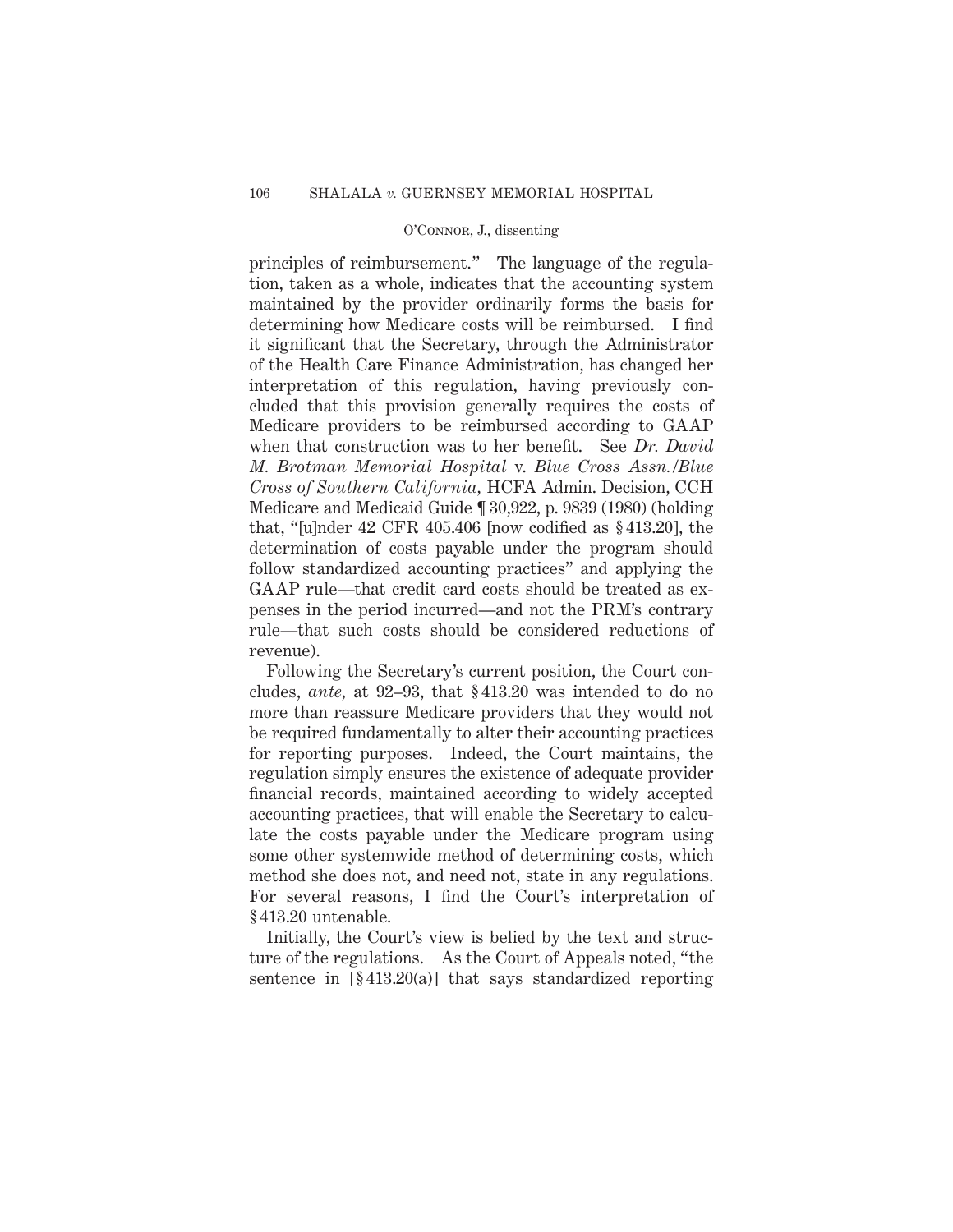principles of reimbursement." The language of the regulation, taken as a whole, indicates that the accounting system maintained by the provider ordinarily forms the basis for determining how Medicare costs will be reimbursed. I find it significant that the Secretary, through the Administrator of the Health Care Finance Administration, has changed her interpretation of this regulation, having previously concluded that this provision generally requires the costs of Medicare providers to be reimbursed according to GAAP when that construction was to her benefit. See *Dr. David M. Brotman Memorial Hospital* v. *Blue Cross Assn./Blue Cross of Southern California,* HCFA Admin. Decision, CCH Medicare and Medicaid Guide ¶ 30,922, p. 9839 (1980) (holding that, "[u]nder 42 CFR 405.406 [now codified as § 413.20], the determination of costs payable under the program should follow standardized accounting practices" and applying the GAAP rule—that credit card costs should be treated as expenses in the period incurred—and not the PRM's contrary rule—that such costs should be considered reductions of revenue).

Following the Secretary's current position, the Court concludes, *ante,* at 92–93, that § 413.20 was intended to do no more than reassure Medicare providers that they would not be required fundamentally to alter their accounting practices for reporting purposes. Indeed, the Court maintains, the regulation simply ensures the existence of adequate provider financial records, maintained according to widely accepted accounting practices, that will enable the Secretary to calculate the costs payable under the Medicare program using some other systemwide method of determining costs, which method she does not, and need not, state in any regulations. For several reasons, I find the Court's interpretation of § 413.20 untenable.

Initially, the Court's view is belied by the text and structure of the regulations. As the Court of Appeals noted, "the sentence in [§ 413.20(a)] that says standardized reporting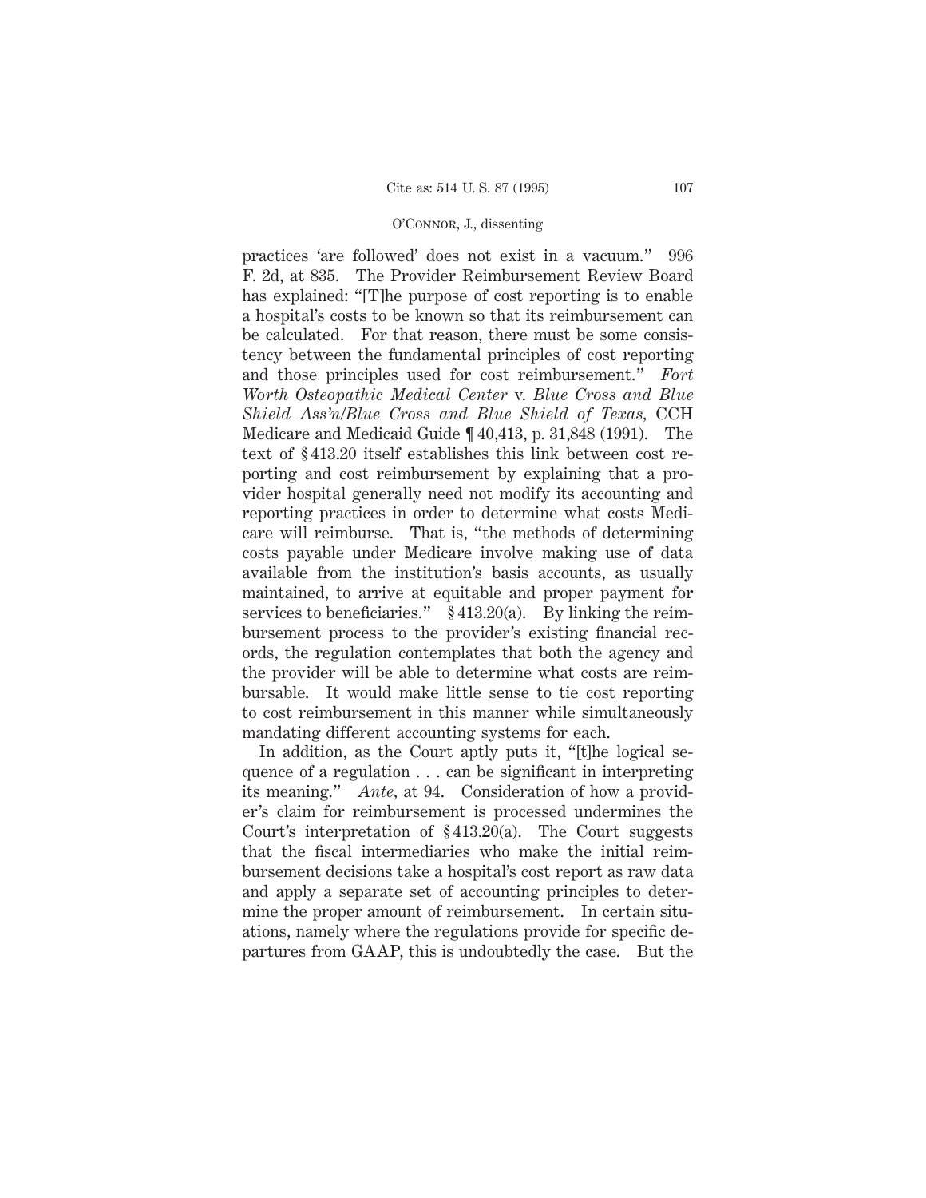practices 'are followed' does not exist in a vacuum." 996 F. 2d, at 835. The Provider Reimbursement Review Board has explained: "[T]he purpose of cost reporting is to enable a hospital's costs to be known so that its reimbursement can be calculated. For that reason, there must be some consistency between the fundamental principles of cost reporting and those principles used for cost reimbursement." *Fort Worth Osteopathic Medical Center* v. *Blue Cross and Blue Shield Ass'n/Blue Cross and Blue Shield of Texas*, CCH Medicare and Medicaid Guide ¶ 40,413, p. 31,848 (1991). The text of § 413.20 itself establishes this link between cost reporting and cost reimbursement by explaining that a provider hospital generally need not modify its accounting and reporting practices in order to determine what costs Medicare will reimburse. That is, "the methods of determining costs payable under Medicare involve making use of data available from the institution's basis accounts, as usually maintained, to arrive at equitable and proper payment for services to beneficiaries." § 413.20(a). By linking the reimbursement process to the provider's existing financial records, the regulation contemplates that both the agency and the provider will be able to determine what costs are reimbursable. It would make little sense to tie cost reporting to cost reimbursement in this manner while simultaneously mandating different accounting systems for each.

In addition, as the Court aptly puts it, "[t]he logical sequence of a regulation . . . can be significant in interpreting its meaning." *Ante*, at 94. Consideration of how a provider's claim for reimbursement is processed undermines the Court's interpretation of § 413.20(a). The Court suggests that the fiscal intermediaries who make the initial reimbursement decisions take a hospital's cost report as raw data and apply a separate set of accounting principles to determine the proper amount of reimbursement. In certain situations, namely where the regulations provide for specific departures from GAAP, this is undoubtedly the case. But the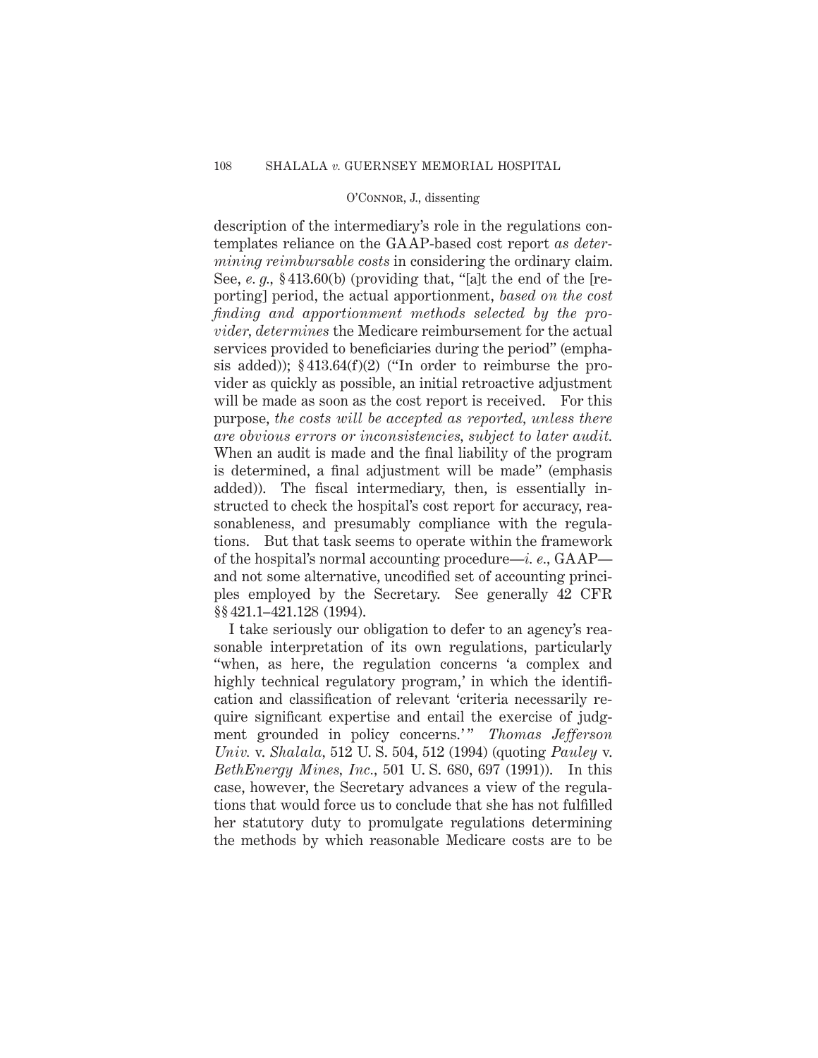description of the intermediary's role in the regulations contemplates reliance on the GAAP-based cost report *as determining reimbursable costs* in considering the ordinary claim. See, *e. g.,* § 413.60(b) (providing that, "[a]t the end of the [reporting] period, the actual apportionment, *based on the cost finding and apportionment methods selected by the provider, determines* the Medicare reimbursement for the actual services provided to beneficiaries during the period" (emphasis added)); § 413.64(f)(2) ("In order to reimburse the provider as quickly as possible, an initial retroactive adjustment will be made as soon as the cost report is received. For this purpose, *the costs will be accepted as reported, unless there are obvious errors or inconsistencies, subject to later audit.* When an audit is made and the final liability of the program is determined, a final adjustment will be made" (emphasis added)). The fiscal intermediary, then, is essentially instructed to check the hospital's cost report for accuracy, reasonableness, and presumably compliance with the regulations. But that task seems to operate within the framework of the hospital's normal accounting procedure—*i. e.*, GAAP—and not some alternative, uncodified set of accounting principles employed by the Secretary. See generally 42 CFR §§ 421.1–421.128 (1994).

I take seriously our obligation to defer to an agency's reasonable interpretation of its own regulations, particularly "when, as here, the regulation concerns 'a complex and highly technical regulatory program,' in which the identification and classification of relevant 'criteria necessarily require significant expertise and entail the exercise of judgment grounded in policy concerns.'" *Thomas Jefferson Univ.* v. *Shalala*, 512 U. S. 504, 512 (1994) (quoting *Pauley* v. *BethEnergy Mines, Inc.*, 501 U. S. 680, 697 (1991)). In this case, however, the Secretary advances a view of the regulations that would force us to conclude that she has not fulfilled her statutory duty to promulgate regulations determining the methods by which reasonable Medicare costs are to be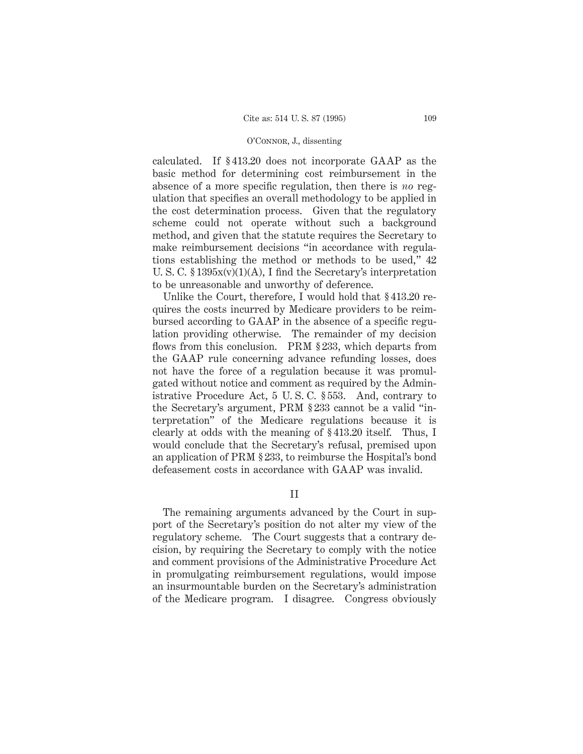calculated. If §413.20 does not incorporate GAAP as the basic method for determining cost reimbursement in the absence of a more specific regulation, then there is *no* regulation that specifies an overall methodology to be applied in the cost determination process. Given that the regulatory scheme could not operate without such a background method, and given that the statute requires the Secretary to make reimbursement decisions "in accordance with regulations establishing the method or methods to be used," 42 U. S. C. §1395x(v)(1)(A), I find the Secretary's interpretation to be unreasonable and unworthy of deference.

Unlike the Court, therefore, I would hold that §413.20 requires the costs incurred by Medicare providers to be reimbursed according to GAAP in the absence of a specific regulation providing otherwise. The remainder of my decision flows from this conclusion. PRM §233, which departs from the GAAP rule concerning advance refunding losses, does not have the force of a regulation because it was promulgated without notice and comment as required by the Administrative Procedure Act, 5 U. S. C. §553. And, contrary to the Secretary's argument, PRM §233 cannot be a valid "interpretation" of the Medicare regulations because it is clearly at odds with the meaning of §413.20 itself. Thus, I would conclude that the Secretary's refusal, premised upon an application of PRM §233, to reimburse the Hospital's bond defeasement costs in accordance with GAAP was invalid.

## II

The remaining arguments advanced by the Court in support of the Secretary's position do not alter my view of the regulatory scheme. The Court suggests that a contrary decision, by requiring the Secretary to comply with the notice and comment provisions of the Administrative Procedure Act in promulgating reimbursement regulations, would impose an insurmountable burden on the Secretary's administration of the Medicare program. I disagree. Congress obviously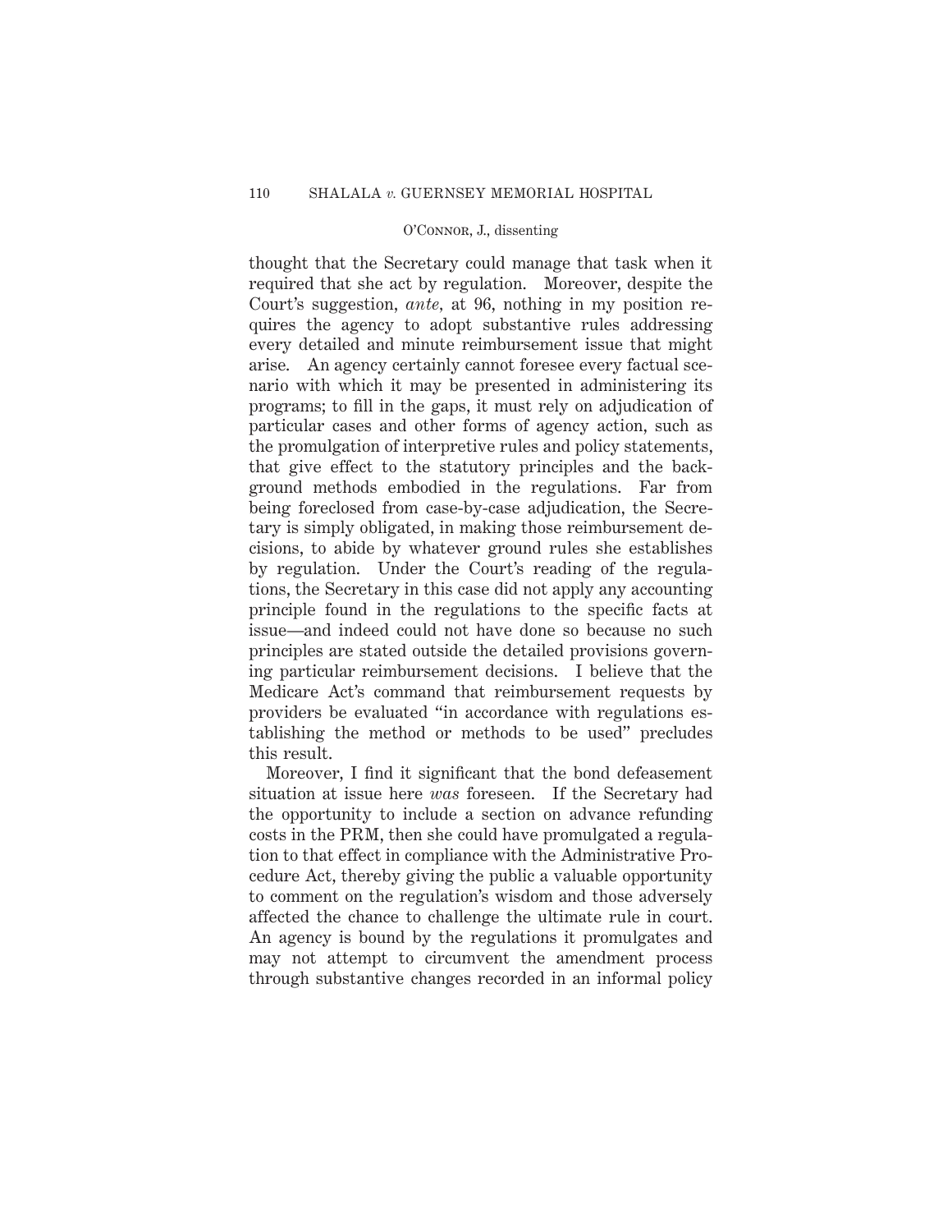thought that the Secretary could manage that task when it required that she act by regulation. Moreover, despite the Court's suggestion, *ante,* at 96, nothing in my position requires the agency to adopt substantive rules addressing every detailed and minute reimbursement issue that might arise. An agency certainly cannot foresee every factual scenario with which it may be presented in administering its programs; to fill in the gaps, it must rely on adjudication of particular cases and other forms of agency action, such as the promulgation of interpretive rules and policy statements, that give effect to the statutory principles and the background methods embodied in the regulations. Far from being foreclosed from case-by-case adjudication, the Secretary is simply obligated, in making those reimbursement decisions, to abide by whatever ground rules she establishes by regulation. Under the Court's reading of the regulations, the Secretary in this case did not apply any accounting principle found in the regulations to the specific facts at issue—and indeed could not have done so because no such principles are stated outside the detailed provisions governing particular reimbursement decisions. I believe that the Medicare Act's command that reimbursement requests by providers be evaluated "in accordance with regulations establishing the method or methods to be used" precludes this result.

Moreover, I find it significant that the bond defeasement situation at issue here *was* foreseen. If the Secretary had the opportunity to include a section on advance refunding costs in the PRM, then she could have promulgated a regulation to that effect in compliance with the Administrative Procedure Act, thereby giving the public a valuable opportunity to comment on the regulation's wisdom and those adversely affected the chance to challenge the ultimate rule in court. An agency is bound by the regulations it promulgates and may not attempt to circumvent the amendment process through substantive changes recorded in an informal policy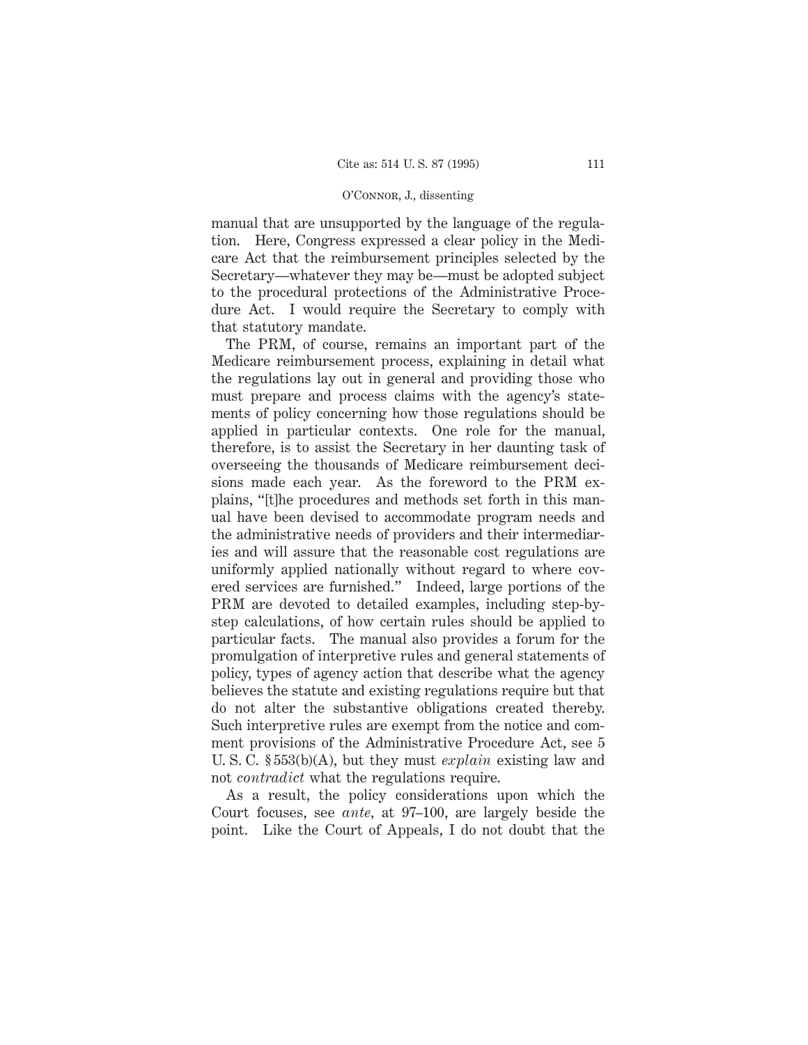manual that are unsupported by the language of the regulation. Here, Congress expressed a clear policy in the Medicare Act that the reimbursement principles selected by the Secretary—whatever they may be—must be adopted subject to the procedural protections of the Administrative Procedure Act. I would require the Secretary to comply with that statutory mandate.

The PRM, of course, remains an important part of the Medicare reimbursement process, explaining in detail what the regulations lay out in general and providing those who must prepare and process claims with the agency's statements of policy concerning how those regulations should be applied in particular contexts. One role for the manual, therefore, is to assist the Secretary in her daunting task of overseeing the thousands of Medicare reimbursement decisions made each year. As the foreword to the PRM explains, "[t]he procedures and methods set forth in this manual have been devised to accommodate program needs and the administrative needs of providers and their intermediaries and will assure that the reasonable cost regulations are uniformly applied nationally without regard to where covered services are furnished." Indeed, large portions of the PRM are devoted to detailed examples, including step-by-step calculations, of how certain rules should be applied to particular facts. The manual also provides a forum for the promulgation of interpretive rules and general statements of policy, types of agency action that describe what the agency believes the statute and existing regulations require but that do not alter the substantive obligations created thereby. Such interpretive rules are exempt from the notice and comment provisions of the Administrative Procedure Act, see 5 U. S. C. § 553(b)(A), but they must *explain* existing law and not *contradict* what the regulations require.

As a result, the policy considerations upon which the Court focuses, see *ante*, at 97–100, are largely beside the point. Like the Court of Appeals, I do not doubt that the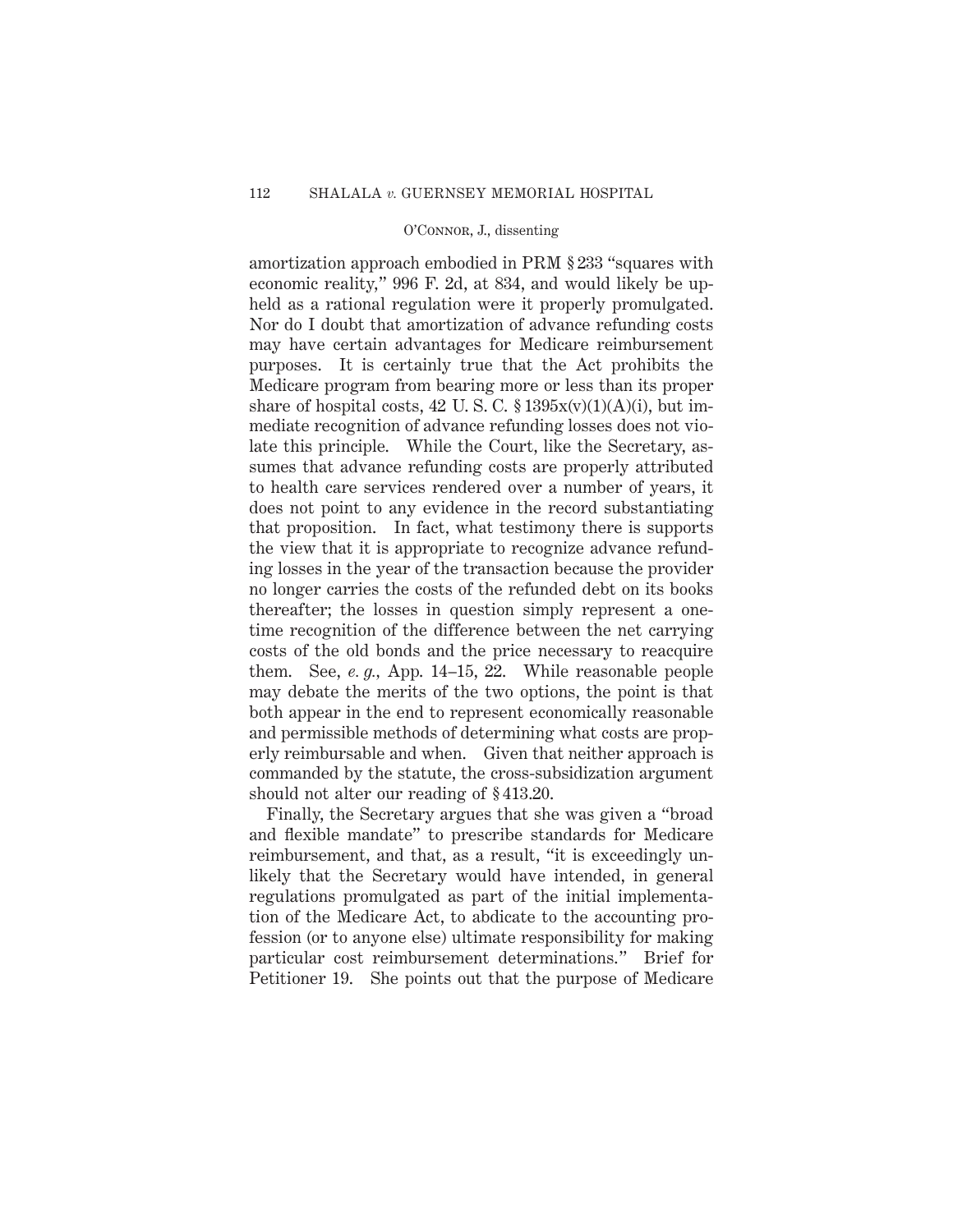amortization approach embodied in PRM § 233 "squares with economic reality," 996 F. 2d, at 834, and would likely be upheld as a rational regulation were it properly promulgated. Nor do I doubt that amortization of advance refunding costs may have certain advantages for Medicare reimbursement purposes. It is certainly true that the Act prohibits the Medicare program from bearing more or less than its proper share of hospital costs, 42 U. S. C. § 1395x(v)(1)(A)(i), but immediate recognition of advance refunding losses does not violate this principle. While the Court, like the Secretary, assumes that advance refunding costs are properly attributed to health care services rendered over a number of years, it does not point to any evidence in the record substantiating that proposition. In fact, what testimony there is supports the view that it is appropriate to recognize advance refunding losses in the year of the transaction because the provider no longer carries the costs of the refunded debt on its books thereafter; the losses in question simply represent a one-time recognition of the difference between the net carrying costs of the old bonds and the price necessary to reacquire them. See, *e. g.,* App. 14–15, 22. While reasonable people may debate the merits of the two options, the point is that both appear in the end to represent economically reasonable and permissible methods of determining what costs are properly reimbursable and when. Given that neither approach is commanded by the statute, the cross-subsidization argument should not alter our reading of § 413.20.

Finally, the Secretary argues that she was given a "broad and flexible mandate" to prescribe standards for Medicare reimbursement, and that, as a result, "it is exceedingly unlikely that the Secretary would have intended, in general regulations promulgated as part of the initial implementation of the Medicare Act, to abdicate to the accounting profession (or to anyone else) ultimate responsibility for making particular cost reimbursement determinations." Brief for Petitioner 19. She points out that the purpose of Medicare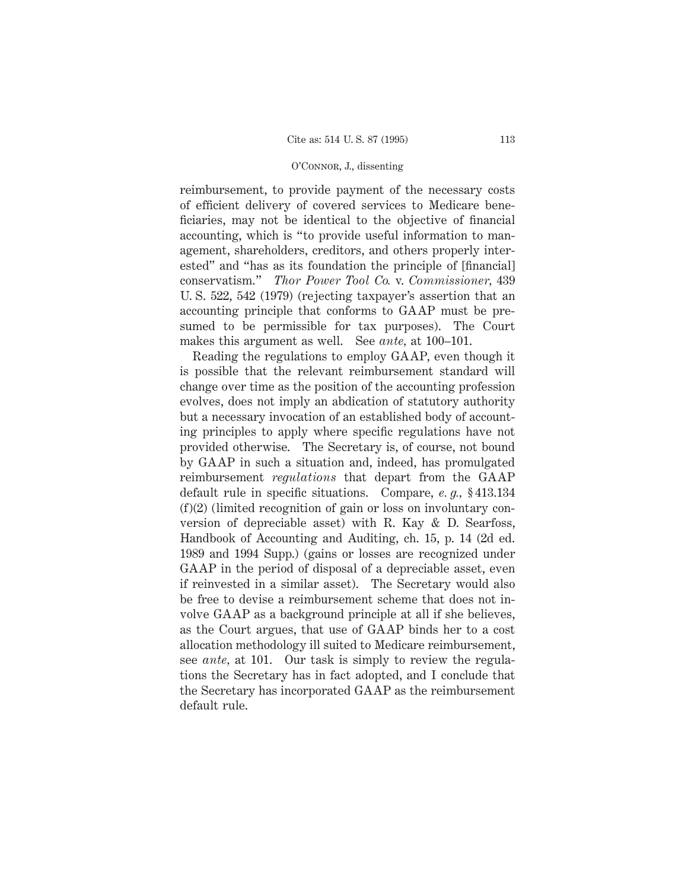reimbursement, to provide payment of the necessary costs of efficient delivery of covered services to Medicare beneficiaries, may not be identical to the objective of financial accounting, which is "to provide useful information to management, shareholders, creditors, and others properly interested" and "has as its foundation the principle of [financial] conservatism." *Thor Power Tool Co.* v. *Commissioner,* 439 U. S. 522, 542 (1979) (rejecting taxpayer's assertion that an accounting principle that conforms to GAAP must be presumed to be permissible for tax purposes). The Court makes this argument as well. See *ante,* at 100–101.

Reading the regulations to employ GAAP, even though it is possible that the relevant reimbursement standard will change over time as the position of the accounting profession evolves, does not imply an abdication of statutory authority but a necessary invocation of an established body of accounting principles to apply where specific regulations have not provided otherwise. The Secretary is, of course, not bound by GAAP in such a situation and, indeed, has promulgated reimbursement *regulations* that depart from the GAAP default rule in specific situations. Compare, *e. g.,* § 413.134 (f)(2) (limited recognition of gain or loss on involuntary conversion of depreciable asset) with R. Kay & D. Searfoss, Handbook of Accounting and Auditing, ch. 15, p. 14 (2d ed. 1989 and 1994 Supp.) (gains or losses are recognized under GAAP in the period of disposal of a depreciable asset, even if reinvested in a similar asset). The Secretary would also be free to devise a reimbursement scheme that does not involve GAAP as a background principle at all if she believes, as the Court argues, that use of GAAP binds her to a cost allocation methodology ill suited to Medicare reimbursement, see *ante,* at 101. Our task is simply to review the regulations the Secretary has in fact adopted, and I conclude that the Secretary has incorporated GAAP as the reimbursement default rule.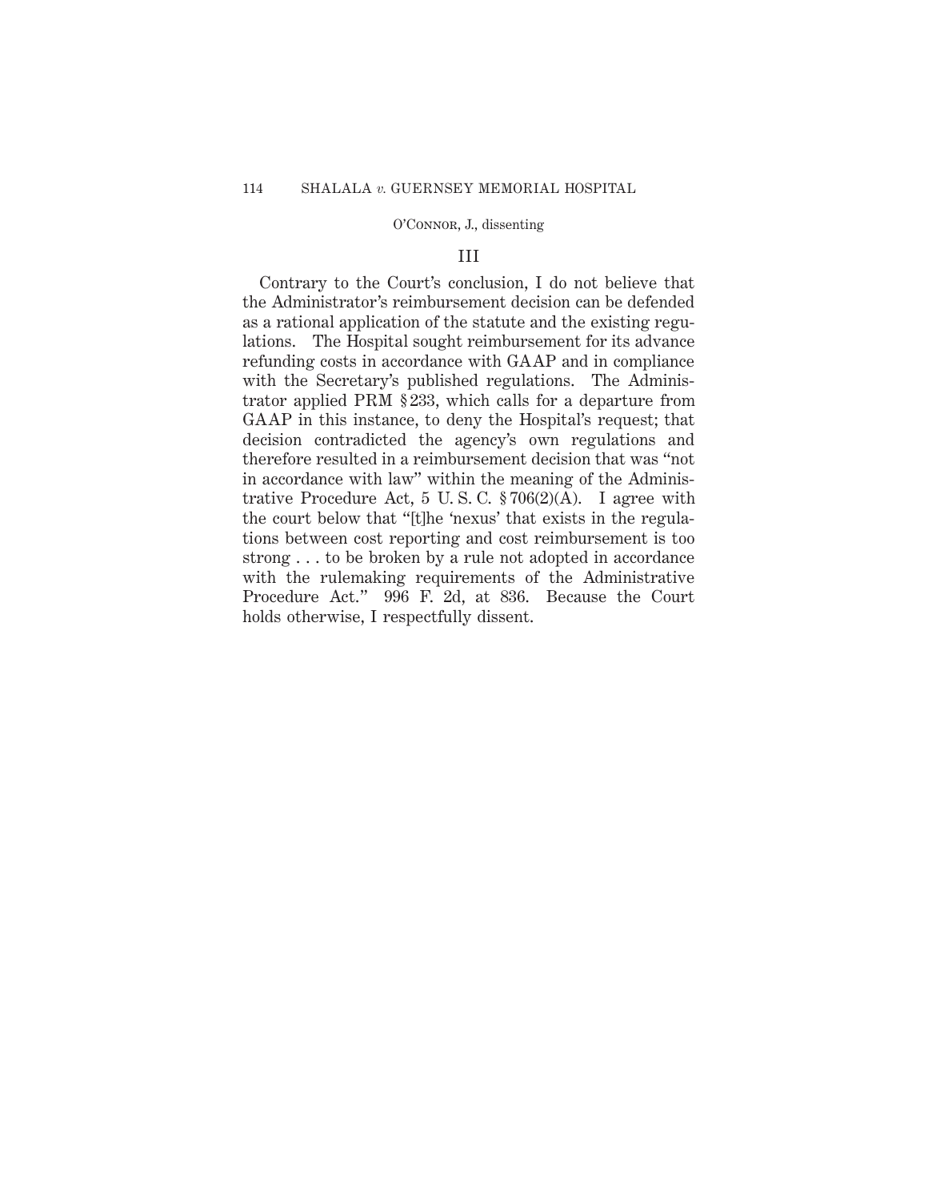### III

Contrary to the Court's conclusion, I do not believe that the Administrator's reimbursement decision can be defended as a rational application of the statute and the existing regulations. The Hospital sought reimbursement for its advance refunding costs in accordance with GAAP and in compliance with the Secretary's published regulations. The Administrator applied PRM § 233, which calls for a departure from GAAP in this instance, to deny the Hospital's request; that decision contradicted the agency's own regulations and therefore resulted in a reimbursement decision that was "not in accordance with law" within the meaning of the Administrative Procedure Act, 5 U. S. C. § 706(2)(A). I agree with the court below that "[t]he 'nexus' that exists in the regulations between cost reporting and cost reimbursement is too strong . . . to be broken by a rule not adopted in accordance with the rulemaking requirements of the Administrative Procedure Act." 996 F. 2d, at 836. Because the Court holds otherwise, I respectfully dissent.